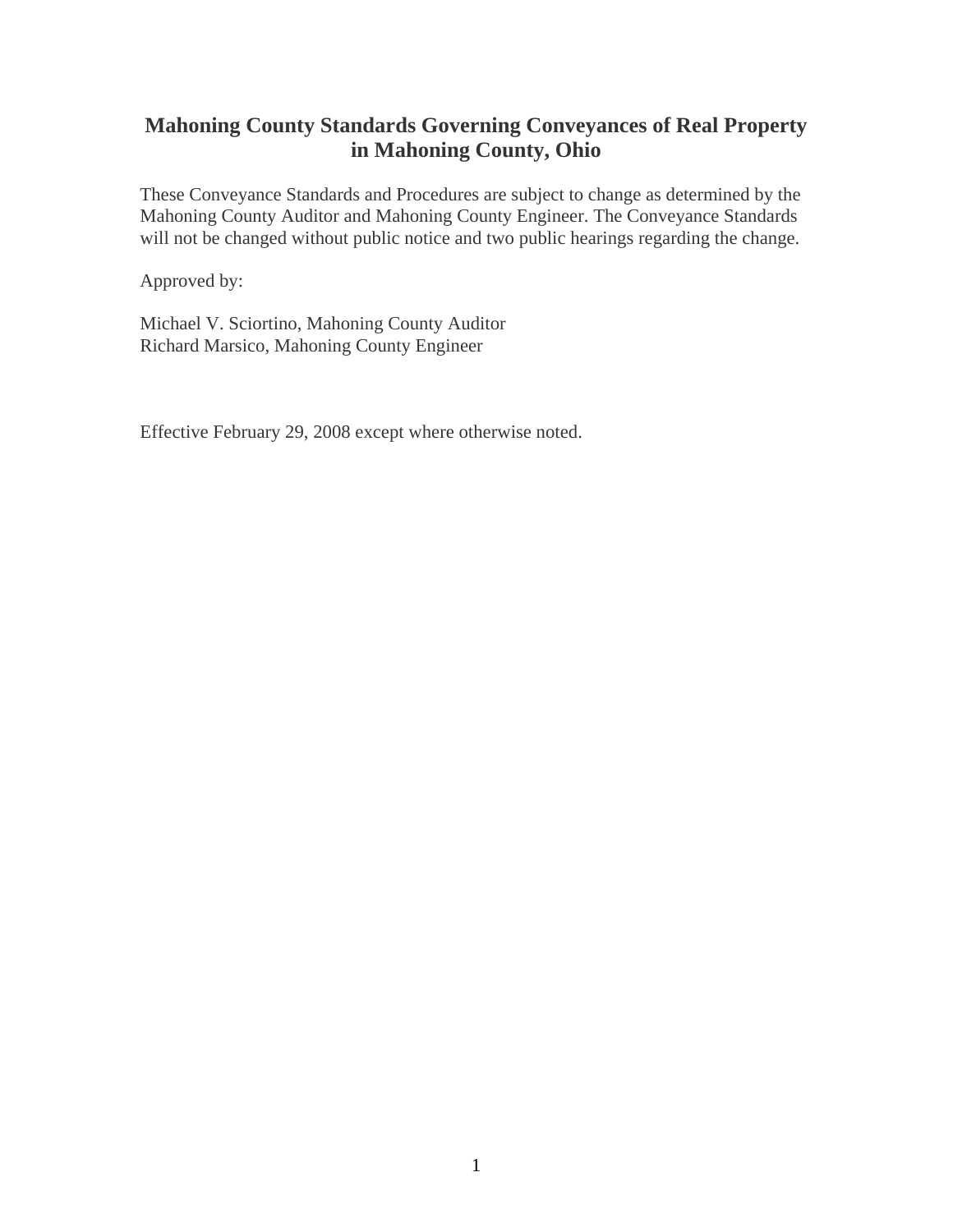# Mahoning County Standards Governing Conveyances of Real Property in Mahoning County, Ohio

These Conveyance Standards and Procedures are subject to change as determined by the Mahoning County Auditor and Mahoning County Engineer. The Conveyance Standards will not be changed without public notice and two public hearings regarding the change.

Approved by:

Michael V. Sciortino, Mahoning County Auditor
Richard Marsico, Mahoning County Engineer

Effective February 29, 2008 except where otherwise noted.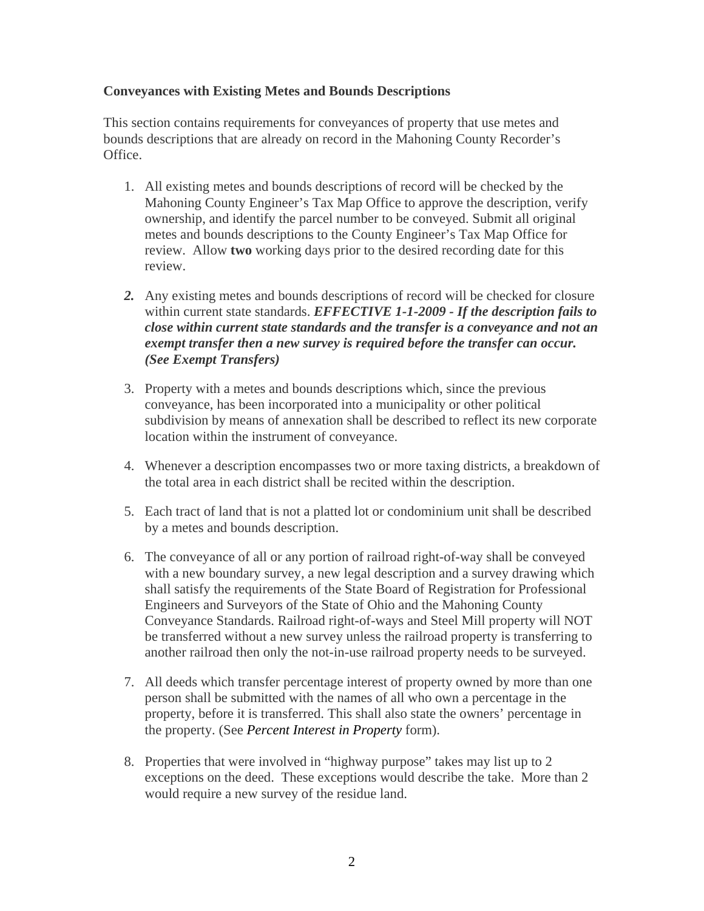**Conveyances with Existing Metes and Bounds Descriptions**

This section contains requirements for conveyances of property that use metes and bounds descriptions that are already on record in the Mahoning County Recorder's Office.

1. All existing metes and bounds descriptions of record will be checked by the Mahoning County Engineer's Tax Map Office to approve the description, verify ownership, and identify the parcel number to be conveyed. Submit all original metes and bounds descriptions to the County Engineer's Tax Map Office for review. Allow **two** working days prior to the desired recording date for this review.

2. Any existing metes and bounds descriptions of record will be checked for closure within current state standards. ***EFFECTIVE 1-1-2009 - If the description fails to close within current state standards and the transfer is a conveyance and not an exempt transfer then a new survey is required before the transfer can occur. (See Exempt Transfers)***

3. Property with a metes and bounds descriptions which, since the previous conveyance, has been incorporated into a municipality or other political subdivision by means of annexation shall be described to reflect its new corporate location within the instrument of conveyance.

4. Whenever a description encompasses two or more taxing districts, a breakdown of the total area in each district shall be recited within the description.

5. Each tract of land that is not a platted lot or condominium unit shall be described by a metes and bounds description.

6. The conveyance of all or any portion of railroad right-of-way shall be conveyed with a new boundary survey, a new legal description and a survey drawing which shall satisfy the requirements of the State Board of Registration for Professional Engineers and Surveyors of the State of Ohio and the Mahoning County Conveyance Standards. Railroad right-of-ways and Steel Mill property will NOT be transferred without a new survey unless the railroad property is transferring to another railroad then only the not-in-use railroad property needs to be surveyed.

7. All deeds which transfer percentage interest of property owned by more than one person shall be submitted with the names of all who own a percentage in the property, before it is transferred. This shall also state the owners' percentage in the property. (See *Percent Interest in Property* form).

8. Properties that were involved in "highway purpose" takes may list up to 2 exceptions on the deed. These exceptions would describe the take. More than 2 would require a new survey of the residue land.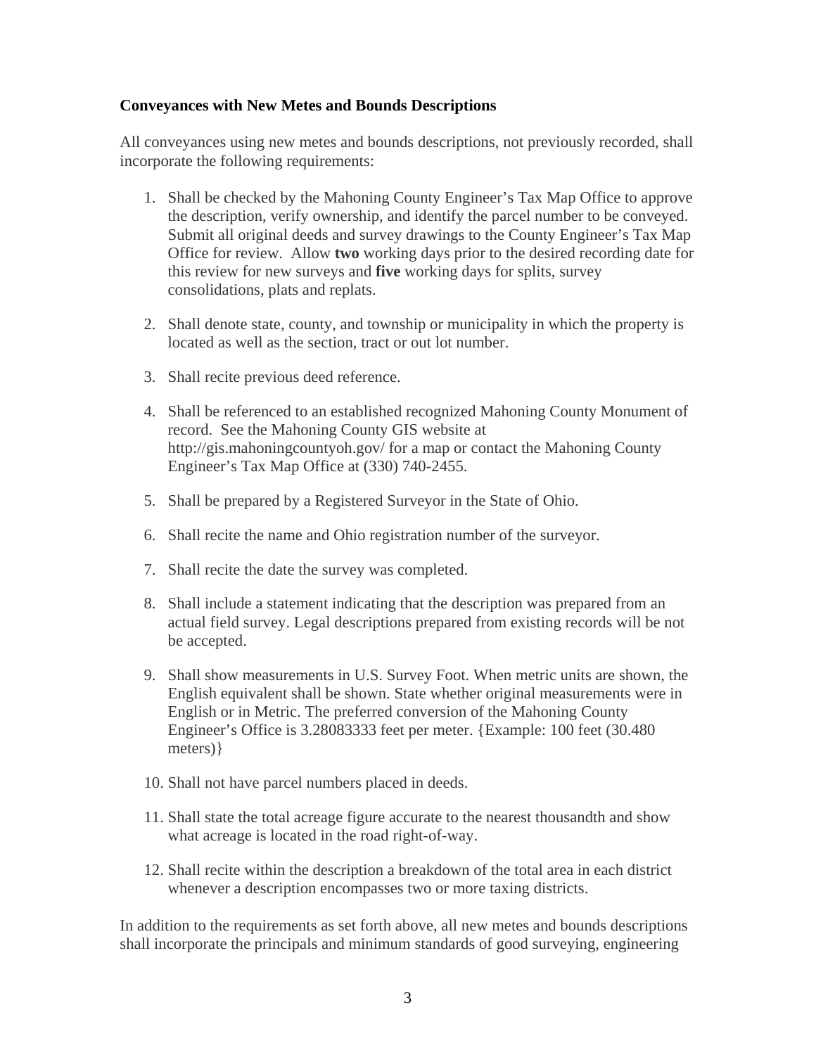**Conveyances with New Metes and Bounds Descriptions**

All conveyances using new metes and bounds descriptions, not previously recorded, shall incorporate the following requirements:

1. Shall be checked by the Mahoning County Engineer's Tax Map Office to approve the description, verify ownership, and identify the parcel number to be conveyed. Submit all original deeds and survey drawings to the County Engineer's Tax Map Office for review. Allow **two** working days prior to the desired recording date for this review for new surveys and **five** working days for splits, survey consolidations, plats and replats.

2. Shall denote state, county, and township or municipality in which the property is located as well as the section, tract or out lot number.

3. Shall recite previous deed reference.

4. Shall be referenced to an established recognized Mahoning County Monument of record. See the Mahoning County GIS website at http://gis.mahoningcountyoh.gov/ for a map or contact the Mahoning County Engineer's Tax Map Office at (330) 740-2455.

5. Shall be prepared by a Registered Surveyor in the State of Ohio.

6. Shall recite the name and Ohio registration number of the surveyor.

7. Shall recite the date the survey was completed.

8. Shall include a statement indicating that the description was prepared from an actual field survey. Legal descriptions prepared from existing records will be not be accepted.

9. Shall show measurements in U.S. Survey Foot. When metric units are shown, the English equivalent shall be shown. State whether original measurements were in English or in Metric. The preferred conversion of the Mahoning County Engineer's Office is 3.28083333 feet per meter. {Example: 100 feet (30.480 meters)}

10. Shall not have parcel numbers placed in deeds.

11. Shall state the total acreage figure accurate to the nearest thousandth and show what acreage is located in the road right-of-way.

12. Shall recite within the description a breakdown of the total area in each district whenever a description encompasses two or more taxing districts.

In addition to the requirements as set forth above, all new metes and bounds descriptions shall incorporate the principals and minimum standards of good surveying, engineering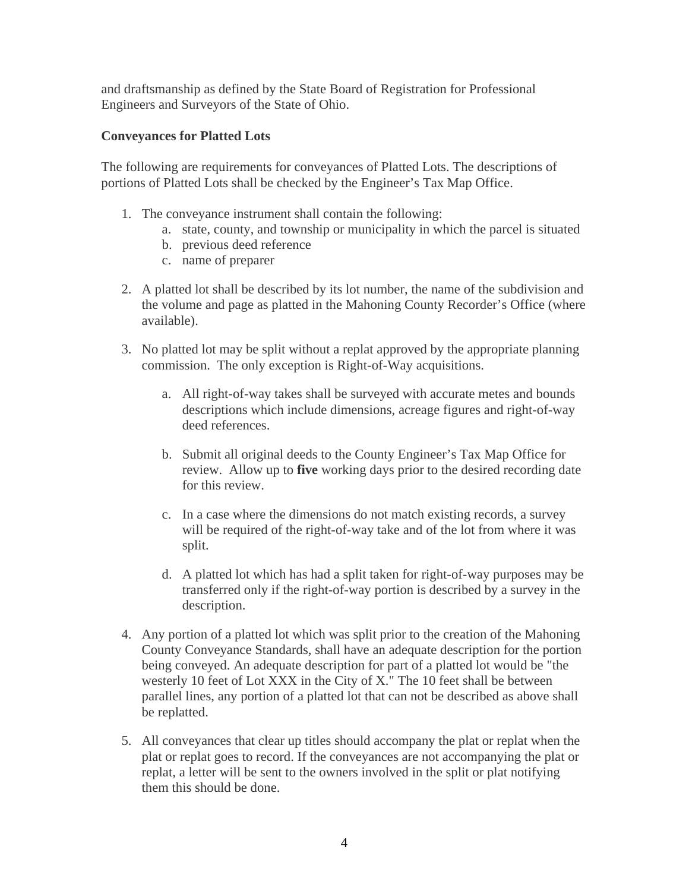and draftsmanship as defined by the State Board of Registration for Professional Engineers and Surveyors of the State of Ohio.

**Conveyances for Platted Lots**

The following are requirements for conveyances of Platted Lots. The descriptions of portions of Platted Lots shall be checked by the Engineer's Tax Map Office.

1. The conveyance instrument shall contain the following:
   a. state, county, and township or municipality in which the parcel is situated
   b. previous deed reference
   c. name of preparer

2. A platted lot shall be described by its lot number, the name of the subdivision and the volume and page as platted in the Mahoning County Recorder's Office (where available).

3. No platted lot may be split without a replat approved by the appropriate planning commission. The only exception is Right-of-Way acquisitions.

   a. All right-of-way takes shall be surveyed with accurate metes and bounds descriptions which include dimensions, acreage figures and right-of-way deed references.

   b. Submit all original deeds to the County Engineer's Tax Map Office for review. Allow up to **five** working days prior to the desired recording date for this review.

   c. In a case where the dimensions do not match existing records, a survey will be required of the right-of-way take and of the lot from where it was split.

   d. A platted lot which has had a split taken for right-of-way purposes may be transferred only if the right-of-way portion is described by a survey in the description.

4. Any portion of a platted lot which was split prior to the creation of the Mahoning County Conveyance Standards, shall have an adequate description for the portion being conveyed. An adequate description for part of a platted lot would be "the westerly 10 feet of Lot XXX in the City of X." The 10 feet shall be between parallel lines, any portion of a platted lot that can not be described as above shall be replatted.

5. All conveyances that clear up titles should accompany the plat or replat when the plat or replat goes to record. If the conveyances are not accompanying the plat or replat, a letter will be sent to the owners involved in the split or plat notifying them this should be done.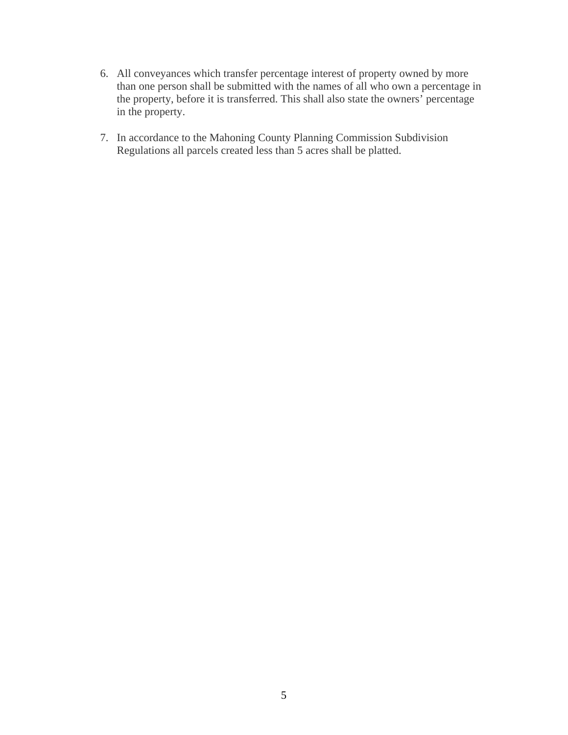6. All conveyances which transfer percentage interest of property owned by more than one person shall be submitted with the names of all who own a percentage in the property, before it is transferred. This shall also state the owners' percentage in the property.

7. In accordance to the Mahoning County Planning Commission Subdivision Regulations all parcels created less than 5 acres shall be platted.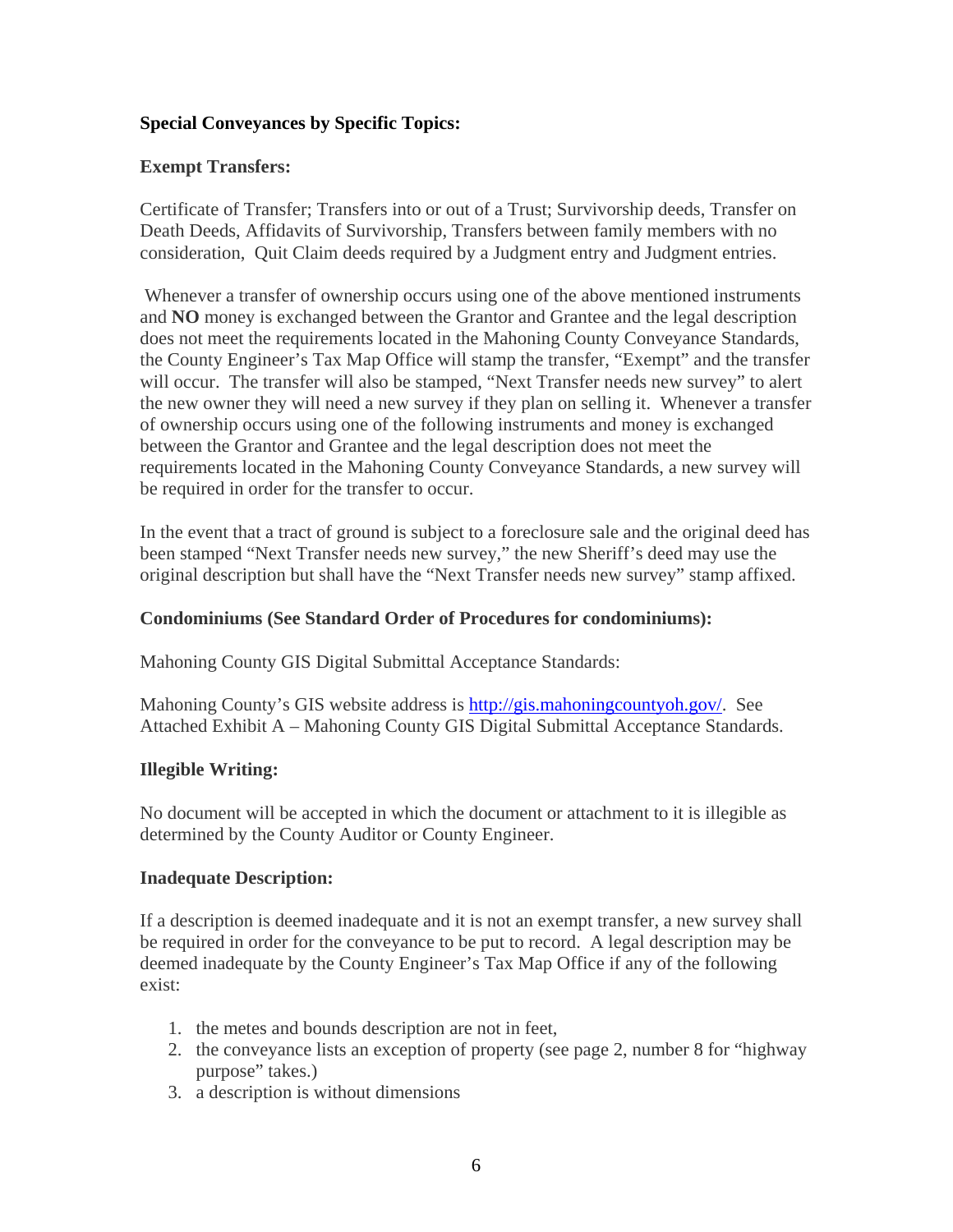**Special Conveyances by Specific Topics:**

**Exempt Transfers:**

Certificate of Transfer; Transfers into or out of a Trust; Survivorship deeds, Transfer on Death Deeds, Affidavits of Survivorship, Transfers between family members with no consideration, Quit Claim deeds required by a Judgment entry and Judgment entries.

Whenever a transfer of ownership occurs using one of the above mentioned instruments and **NO** money is exchanged between the Grantor and Grantee and the legal description does not meet the requirements located in the Mahoning County Conveyance Standards, the County Engineer's Tax Map Office will stamp the transfer, "Exempt" and the transfer will occur. The transfer will also be stamped, "Next Transfer needs new survey" to alert the new owner they will need a new survey if they plan on selling it. Whenever a transfer of ownership occurs using one of the following instruments and money is exchanged between the Grantor and Grantee and the legal description does not meet the requirements located in the Mahoning County Conveyance Standards, a new survey will be required in order for the transfer to occur.

In the event that a tract of ground is subject to a foreclosure sale and the original deed has been stamped "Next Transfer needs new survey," the new Sheriff's deed may use the original description but shall have the "Next Transfer needs new survey" stamp affixed.

**Condominiums (See Standard Order of Procedures for condominiums):**

Mahoning County GIS Digital Submittal Acceptance Standards:

Mahoning County's GIS website address is [http://gis.mahoningcountyoh.gov/](http://gis.mahoningcountyoh.gov/). See Attached Exhibit A – Mahoning County GIS Digital Submittal Acceptance Standards.

**Illegible Writing:**

No document will be accepted in which the document or attachment to it is illegible as determined by the County Auditor or County Engineer.

**Inadequate Description:**

If a description is deemed inadequate and it is not an exempt transfer, a new survey shall be required in order for the conveyance to be put to record. A legal description may be deemed inadequate by the County Engineer's Tax Map Office if any of the following exist:

1. the metes and bounds description are not in feet,
2. the conveyance lists an exception of property (see page 2, number 8 for "highway purpose" takes.)
3. a description is without dimensions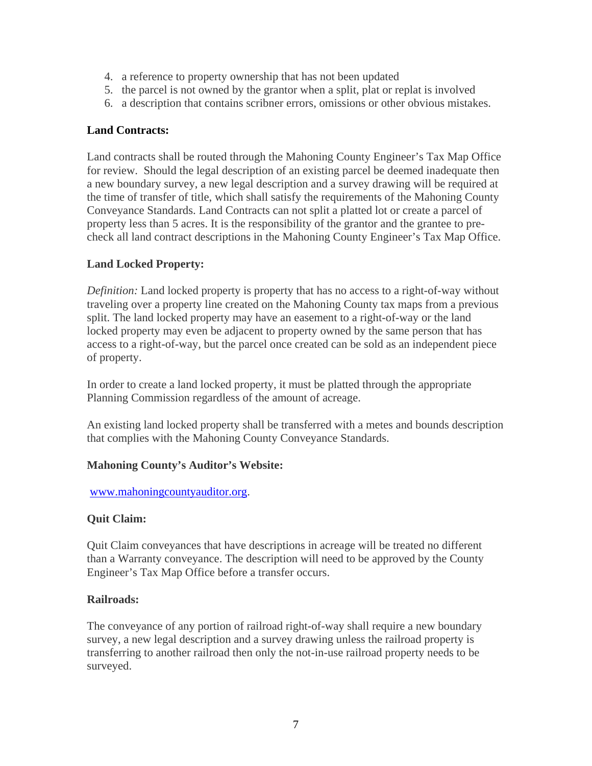4. a reference to property ownership that has not been updated
5. the parcel is not owned by the grantor when a split, plat or replat is involved
6. a description that contains scribner errors, omissions or other obvious mistakes.

**Land Contracts:**

Land contracts shall be routed through the Mahoning County Engineer's Tax Map Office for review. Should the legal description of an existing parcel be deemed inadequate then a new boundary survey, a new legal description and a survey drawing will be required at the time of transfer of title, which shall satisfy the requirements of the Mahoning County Conveyance Standards. Land Contracts can not split a platted lot or create a parcel of property less than 5 acres. It is the responsibility of the grantor and the grantee to pre-check all land contract descriptions in the Mahoning County Engineer's Tax Map Office.

**Land Locked Property:**

*Definition:* Land locked property is property that has no access to a right-of-way without traveling over a property line created on the Mahoning County tax maps from a previous split. The land locked property may have an easement to a right-of-way or the land locked property may even be adjacent to property owned by the same person that has access to a right-of-way, but the parcel once created can be sold as an independent piece of property.

In order to create a land locked property, it must be platted through the appropriate Planning Commission regardless of the amount of acreage.

An existing land locked property shall be transferred with a metes and bounds description that complies with the Mahoning County Conveyance Standards.

**Mahoning County's Auditor's Website:**

www.mahoningcountyauditor.org.

**Quit Claim:**

Quit Claim conveyances that have descriptions in acreage will be treated no different than a Warranty conveyance. The description will need to be approved by the County Engineer's Tax Map Office before a transfer occurs.

**Railroads:**

The conveyance of any portion of railroad right-of-way shall require a new boundary survey, a new legal description and a survey drawing unless the railroad property is transferring to another railroad then only the not-in-use railroad property needs to be surveyed.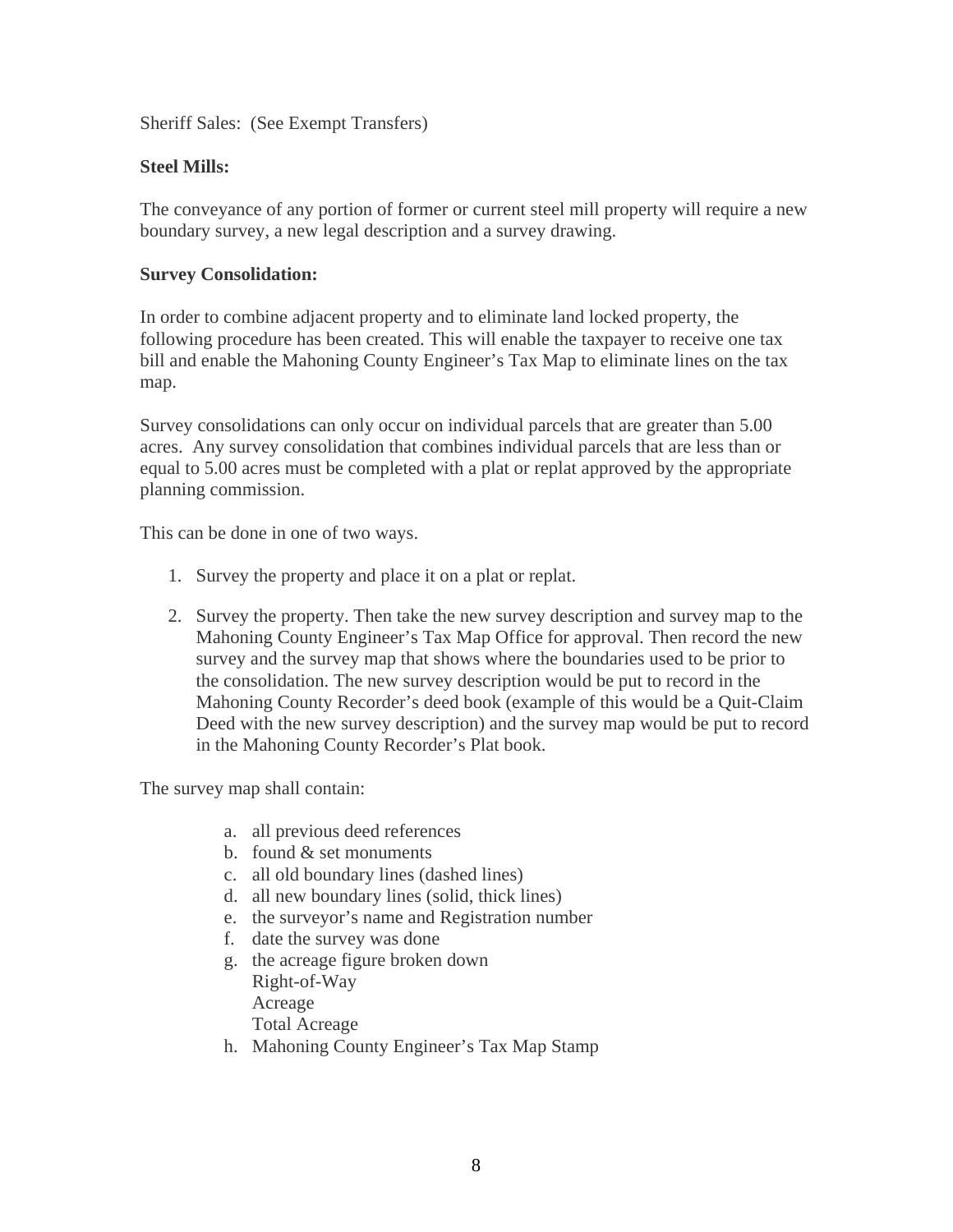Sheriff Sales: (See Exempt Transfers)

**Steel Mills:**

The conveyance of any portion of former or current steel mill property will require a new boundary survey, a new legal description and a survey drawing.

**Survey Consolidation:**

In order to combine adjacent property and to eliminate land locked property, the following procedure has been created. This will enable the taxpayer to receive one tax bill and enable the Mahoning County Engineer's Tax Map to eliminate lines on the tax map.

Survey consolidations can only occur on individual parcels that are greater than 5.00 acres. Any survey consolidation that combines individual parcels that are less than or equal to 5.00 acres must be completed with a plat or replat approved by the appropriate planning commission.

This can be done in one of two ways.

1. Survey the property and place it on a plat or replat.

2. Survey the property. Then take the new survey description and survey map to the Mahoning County Engineer's Tax Map Office for approval. Then record the new survey and the survey map that shows where the boundaries used to be prior to the consolidation. The new survey description would be put to record in the Mahoning County Recorder's deed book (example of this would be a Quit-Claim Deed with the new survey description) and the survey map would be put to record in the Mahoning County Recorder's Plat book.

The survey map shall contain:

a. all previous deed references
b. found & set monuments
c. all old boundary lines (dashed lines)
d. all new boundary lines (solid, thick lines)
e. the surveyor's name and Registration number
f. date the survey was done
g. the acreage figure broken down
   Right-of-Way
   Acreage
   Total Acreage
h. Mahoning County Engineer's Tax Map Stamp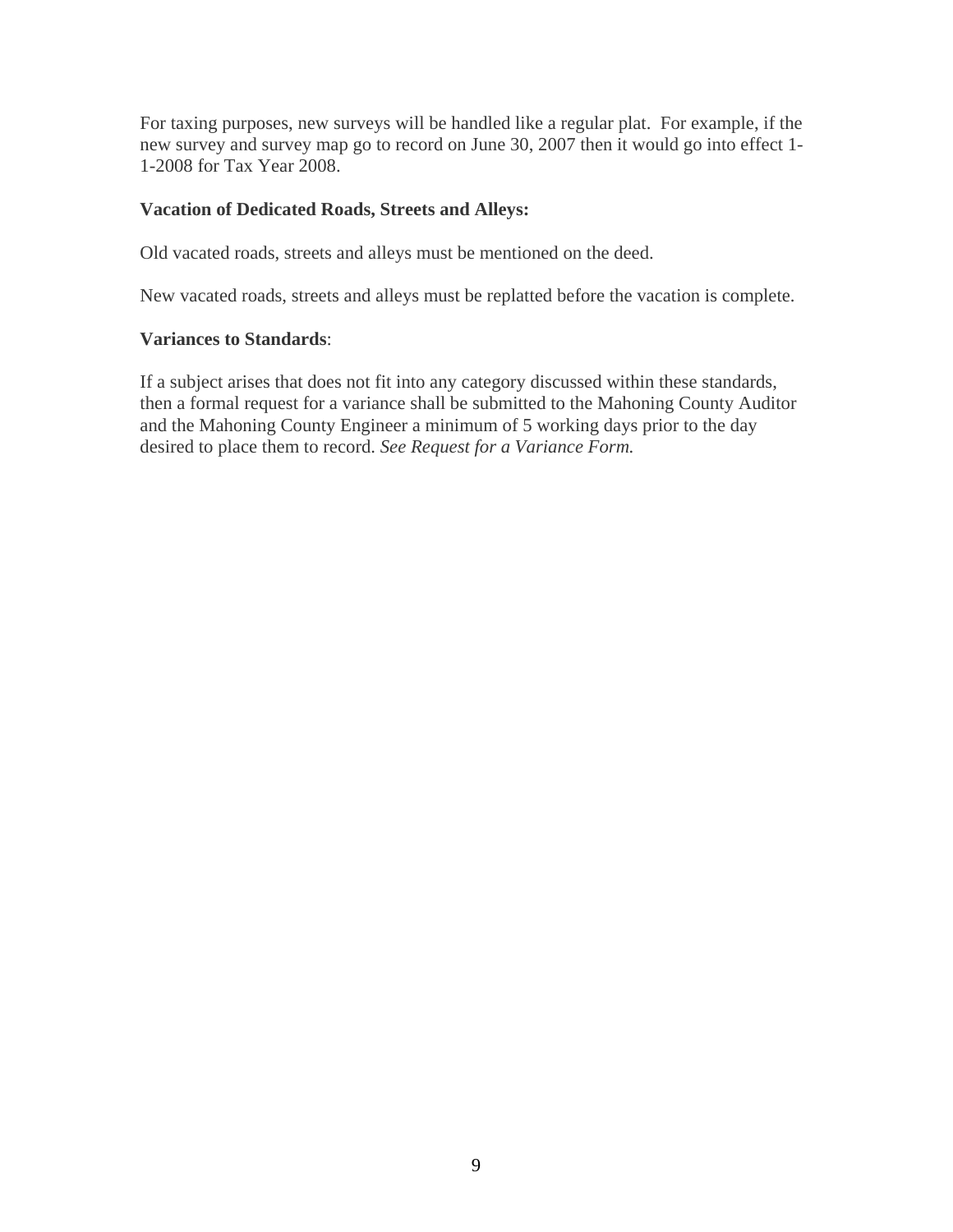For taxing purposes, new surveys will be handled like a regular plat. For example, if the new survey and survey map go to record on June 30, 2007 then it would go into effect 1-1-2008 for Tax Year 2008.

**Vacation of Dedicated Roads, Streets and Alleys:**

Old vacated roads, streets and alleys must be mentioned on the deed.

New vacated roads, streets and alleys must be replatted before the vacation is complete.

**Variances to Standards**:

If a subject arises that does not fit into any category discussed within these standards, then a formal request for a variance shall be submitted to the Mahoning County Auditor and the Mahoning County Engineer a minimum of 5 working days prior to the day desired to place them to record. *See Request for a Variance Form.*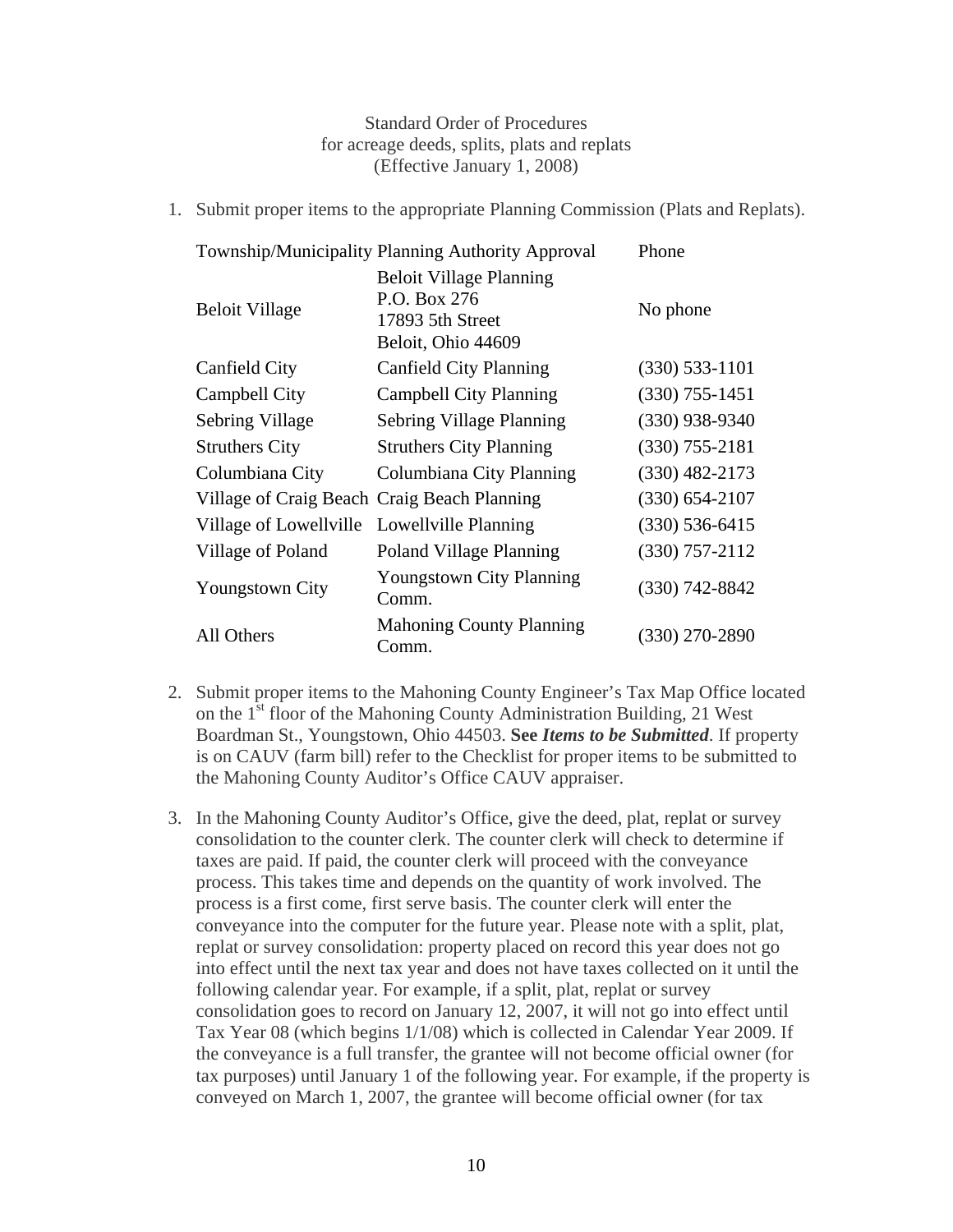Standard Order of Procedures
for acreage deeds, splits, plats and replats
(Effective January 1, 2008)

1. Submit proper items to the appropriate Planning Commission (Plats and Replats).

| Township/Municipality | Planning Authority Approval | Phone |
|---|---|---|
| Beloit Village | Beloit Village Planning<br>P.O. Box 276<br>17893 5th Street<br>Beloit, Ohio 44609 | No phone |
| Canfield City | Canfield City Planning | (330) 533-1101 |
| Campbell City | Campbell City Planning | (330) 755-1451 |
| Sebring Village | Sebring Village Planning | (330) 938-9340 |
| Struthers City | Struthers City Planning | (330) 755-2181 |
| Columbiana City | Columbiana City Planning | (330) 482-2173 |
| Village of Craig Beach | Craig Beach Planning | (330) 654-2107 |
| Village of Lowellville | Lowellville Planning | (330) 536-6415 |
| Village of Poland | Poland Village Planning | (330) 757-2112 |
| Youngstown City | Youngstown City Planning Comm. | (330) 742-8842 |
| All Others | Mahoning County Planning Comm. | (330) 270-2890 |

2. Submit proper items to the Mahoning County Engineer's Tax Map Office located on the 1st floor of the Mahoning County Administration Building, 21 West Boardman St., Youngstown, Ohio 44503. **See *Items to be Submitted***. If property is on CAUV (farm bill) refer to the Checklist for proper items to be submitted to the Mahoning County Auditor's Office CAUV appraiser.

3. In the Mahoning County Auditor's Office, give the deed, plat, replat or survey consolidation to the counter clerk. The counter clerk will check to determine if taxes are paid. If paid, the counter clerk will proceed with the conveyance process. This takes time and depends on the quantity of work involved. The process is a first come, first serve basis. The counter clerk will enter the conveyance into the computer for the future year. Please note with a split, plat, replat or survey consolidation: property placed on record this year does not go into effect until the next tax year and does not have taxes collected on it until the following calendar year. For example, if a split, plat, replat or survey consolidation goes to record on January 12, 2007, it will not go into effect until Tax Year 08 (which begins 1/1/08) which is collected in Calendar Year 2009. If the conveyance is a full transfer, the grantee will not become official owner (for tax purposes) until January 1 of the following year. For example, if the property is conveyed on March 1, 2007, the grantee will become official owner (for tax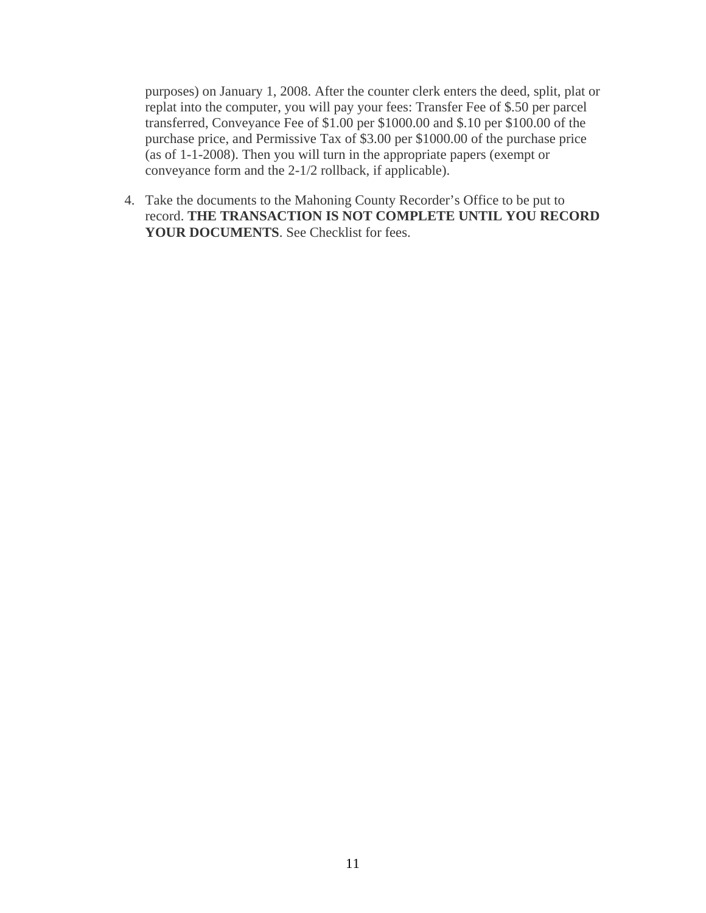purposes) on January 1, 2008. After the counter clerk enters the deed, split, plat or replat into the computer, you will pay your fees: Transfer Fee of $.50 per parcel transferred, Conveyance Fee of $1.00 per $1000.00 and $.10 per $100.00 of the purchase price, and Permissive Tax of $3.00 per $1000.00 of the purchase price (as of 1-1-2008). Then you will turn in the appropriate papers (exempt or conveyance form and the 2-1/2 rollback, if applicable).

4. Take the documents to the Mahoning County Recorder's Office to be put to record. **THE TRANSACTION IS NOT COMPLETE UNTIL YOU RECORD YOUR DOCUMENTS**. See Checklist for fees.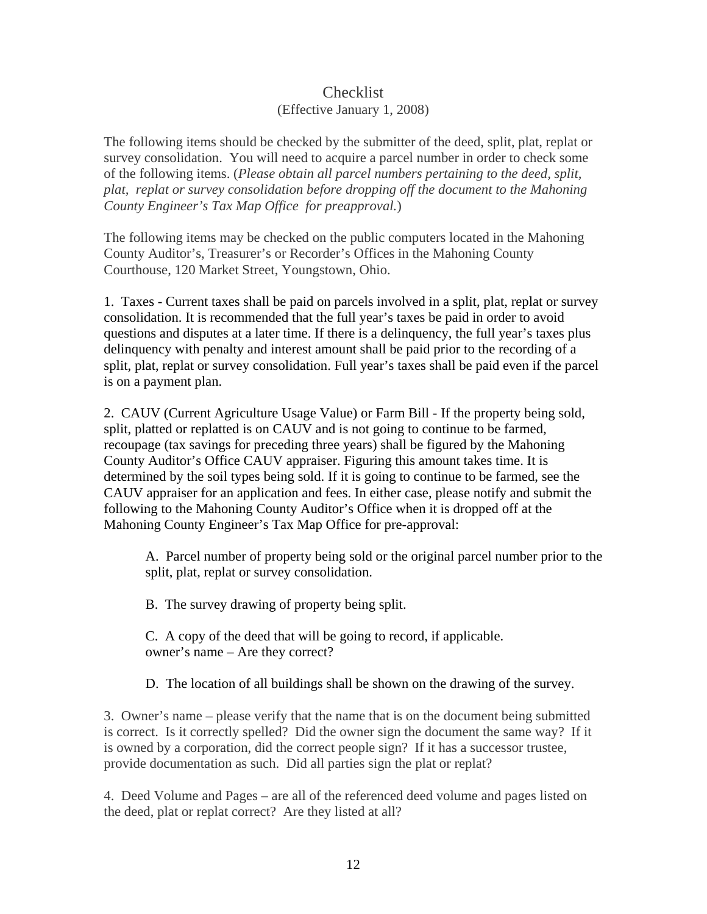# Checklist

(Effective January 1, 2008)

The following items should be checked by the submitter of the deed, split, plat, replat or survey consolidation. You will need to acquire a parcel number in order to check some of the following items. (*Please obtain all parcel numbers pertaining to the deed, split, plat, replat or survey consolidation before dropping off the document to the Mahoning County Engineer's Tax Map Office for preapproval.*)

The following items may be checked on the public computers located in the Mahoning County Auditor's, Treasurer's or Recorder's Offices in the Mahoning County Courthouse, 120 Market Street, Youngstown, Ohio.

1. Taxes - Current taxes shall be paid on parcels involved in a split, plat, replat or survey consolidation. It is recommended that the full year's taxes be paid in order to avoid questions and disputes at a later time. If there is a delinquency, the full year's taxes plus delinquency with penalty and interest amount shall be paid prior to the recording of a split, plat, replat or survey consolidation. Full year's taxes shall be paid even if the parcel is on a payment plan.

2. CAUV (Current Agriculture Usage Value) or Farm Bill - If the property being sold, split, platted or replatted is on CAUV and is not going to continue to be farmed, recoupage (tax savings for preceding three years) shall be figured by the Mahoning County Auditor's Office CAUV appraiser. Figuring this amount takes time. It is determined by the soil types being sold. If it is going to continue to be farmed, see the CAUV appraiser for an application and fees. In either case, please notify and submit the following to the Mahoning County Auditor's Office when it is dropped off at the Mahoning County Engineer's Tax Map Office for pre-approval:

   A. Parcel number of property being sold or the original parcel number prior to the split, plat, replat or survey consolidation.

   B. The survey drawing of property being split.

   C. A copy of the deed that will be going to record, if applicable.
   owner's name – Are they correct?

   D. The location of all buildings shall be shown on the drawing of the survey.

3. Owner's name – please verify that the name that is on the document being submitted is correct. Is it correctly spelled? Did the owner sign the document the same way? If it is owned by a corporation, did the correct people sign? If it has a successor trustee, provide documentation as such. Did all parties sign the plat or replat?

4. Deed Volume and Pages – are all of the referenced deed volume and pages listed on the deed, plat or replat correct? Are they listed at all?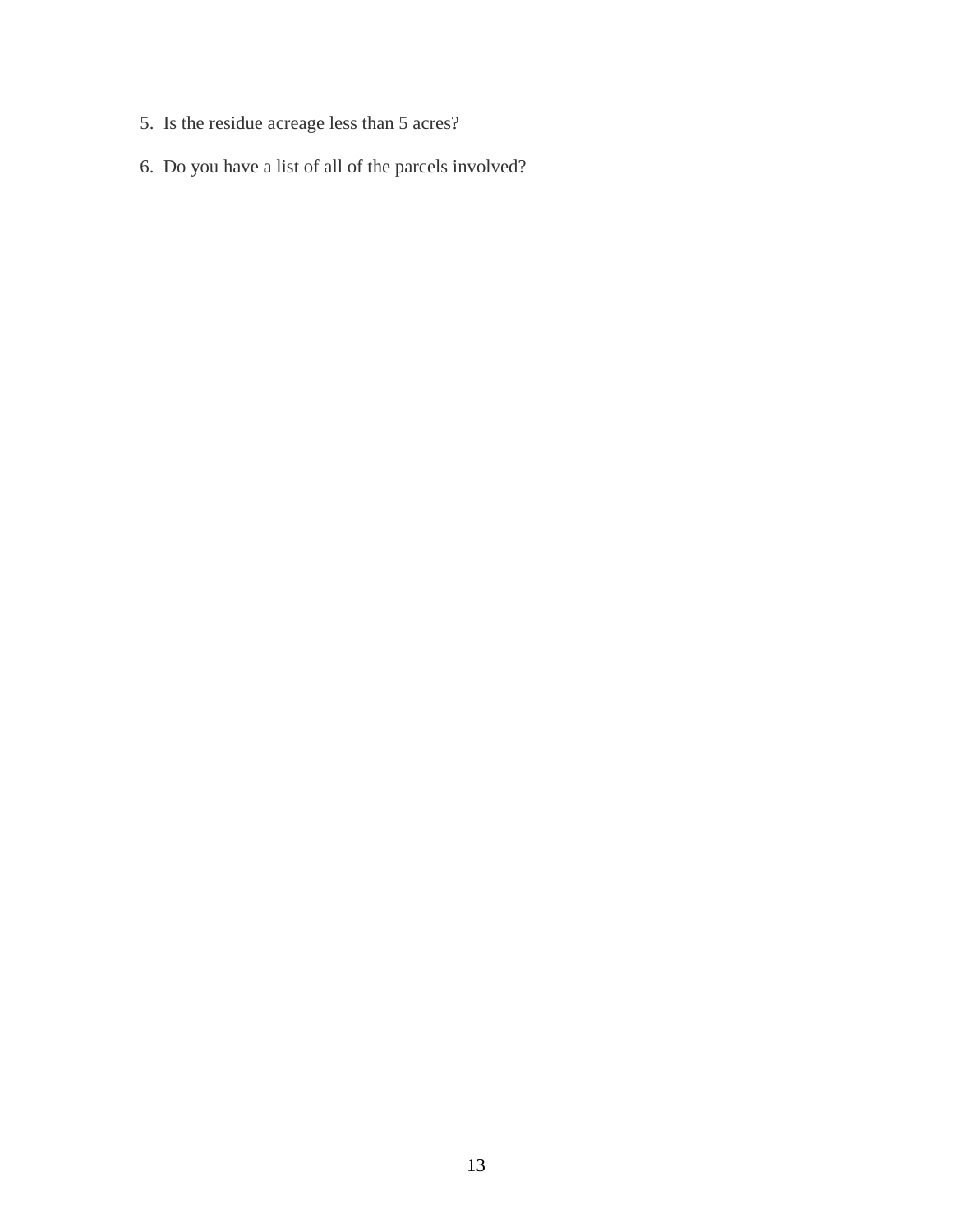5. Is the residue acreage less than 5 acres?

6. Do you have a list of all of the parcels involved?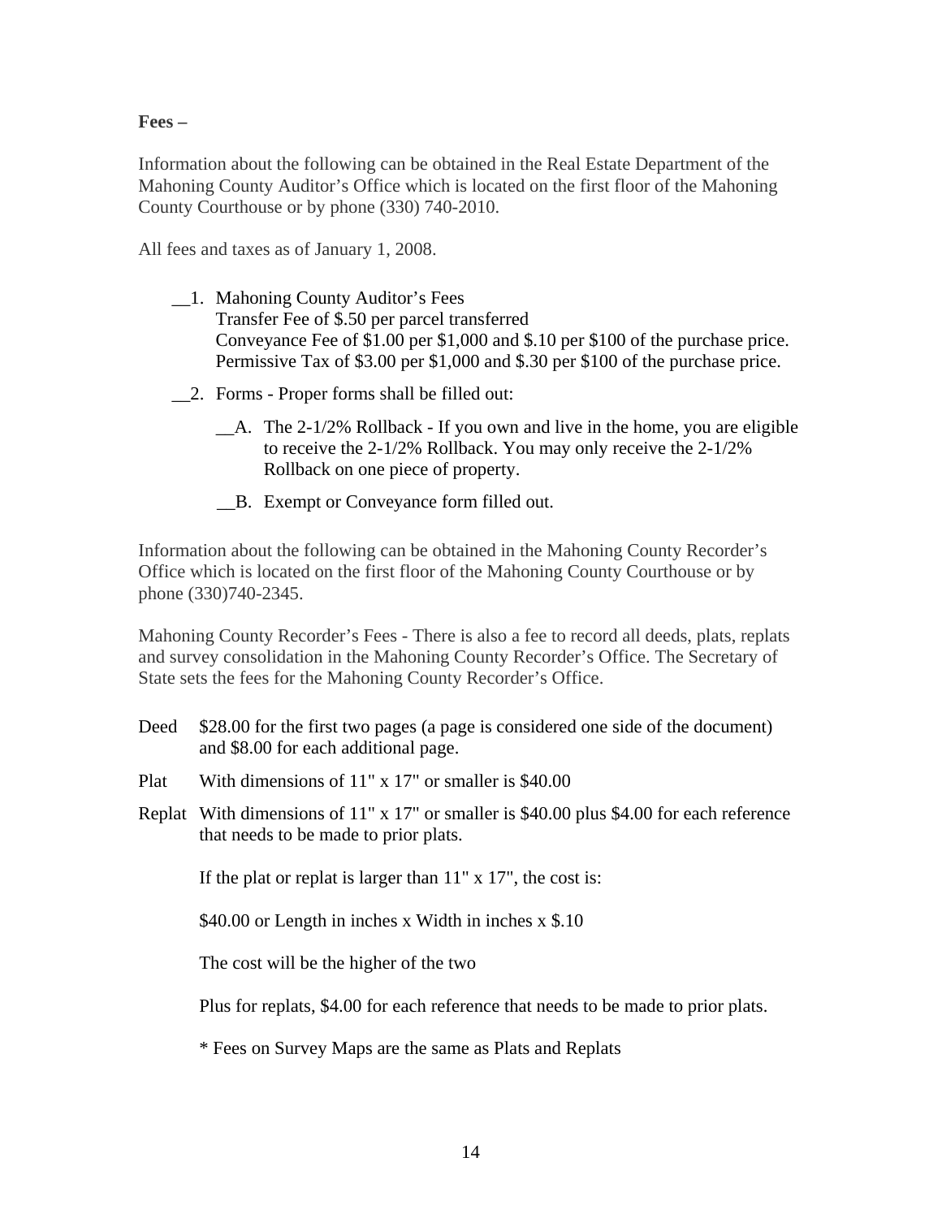**Fees –**

Information about the following can be obtained in the Real Estate Department of the Mahoning County Auditor's Office which is located on the first floor of the Mahoning County Courthouse or by phone (330) 740-2010.

All fees and taxes as of January 1, 2008.

__1. Mahoning County Auditor's Fees
Transfer Fee of $.50 per parcel transferred
Conveyance Fee of $1.00 per $1,000 and $.10 per $100 of the purchase price.
Permissive Tax of $3.00 per $1,000 and $.30 per $100 of the purchase price.

__2. Forms - Proper forms shall be filled out:

__A. The 2-1/2% Rollback - If you own and live in the home, you are eligible to receive the 2-1/2% Rollback. You may only receive the 2-1/2% Rollback on one piece of property.

__B. Exempt or Conveyance form filled out.

Information about the following can be obtained in the Mahoning County Recorder's Office which is located on the first floor of the Mahoning County Courthouse or by phone (330)740-2345.

Mahoning County Recorder's Fees - There is also a fee to record all deeds, plats, replats and survey consolidation in the Mahoning County Recorder's Office. The Secretary of State sets the fees for the Mahoning County Recorder's Office.

Deed $28.00 for the first two pages (a page is considered one side of the document) and $8.00 for each additional page.

Plat With dimensions of 11" x 17" or smaller is $40.00

Replat With dimensions of 11" x 17" or smaller is $40.00 plus $4.00 for each reference that needs to be made to prior plats.

If the plat or replat is larger than 11" x 17", the cost is:

$40.00 or Length in inches x Width in inches x $.10

The cost will be the higher of the two

Plus for replats, $4.00 for each reference that needs to be made to prior plats.

* Fees on Survey Maps are the same as Plats and Replats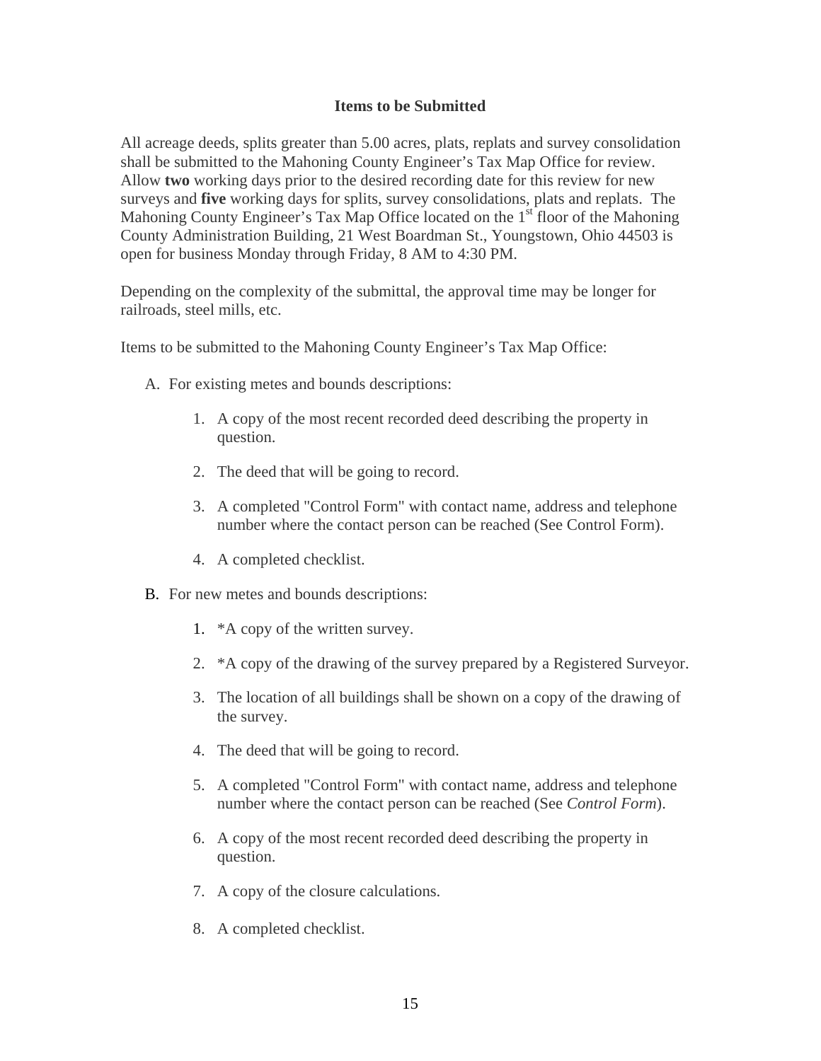**Items to be Submitted**

All acreage deeds, splits greater than 5.00 acres, plats, replats and survey consolidation shall be submitted to the Mahoning County Engineer's Tax Map Office for review. Allow **two** working days prior to the desired recording date for this review for new surveys and **five** working days for splits, survey consolidations, plats and replats. The Mahoning County Engineer's Tax Map Office located on the 1st floor of the Mahoning County Administration Building, 21 West Boardman St., Youngstown, Ohio 44503 is open for business Monday through Friday, 8 AM to 4:30 PM.

Depending on the complexity of the submittal, the approval time may be longer for railroads, steel mills, etc.

Items to be submitted to the Mahoning County Engineer's Tax Map Office:

A. For existing metes and bounds descriptions:

   1. A copy of the most recent recorded deed describing the property in question.
   2. The deed that will be going to record.
   3. A completed "Control Form" with contact name, address and telephone number where the contact person can be reached (See Control Form).
   4. A completed checklist.

B. For new metes and bounds descriptions:

   1. *A copy of the written survey.
   2. *A copy of the drawing of the survey prepared by a Registered Surveyor.
   3. The location of all buildings shall be shown on a copy of the drawing of the survey.
   4. The deed that will be going to record.
   5. A completed "Control Form" with contact name, address and telephone number where the contact person can be reached (See *Control Form*).
   6. A copy of the most recent recorded deed describing the property in question.
   7. A copy of the closure calculations.
   8. A completed checklist.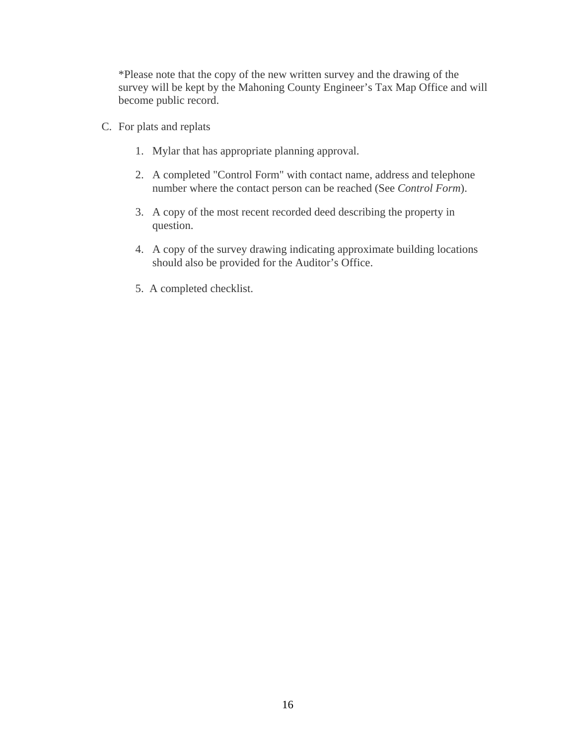*Please note that the copy of the new written survey and the drawing of the survey will be kept by the Mahoning County Engineer's Tax Map Office and will become public record.

C. For plats and replats

   1. Mylar that has appropriate planning approval.

   2. A completed "Control Form" with contact name, address and telephone number where the contact person can be reached (See *Control Form*).

   3. A copy of the most recent recorded deed describing the property in question.

   4. A copy of the survey drawing indicating approximate building locations should also be provided for the Auditor's Office.

   5. A completed checklist.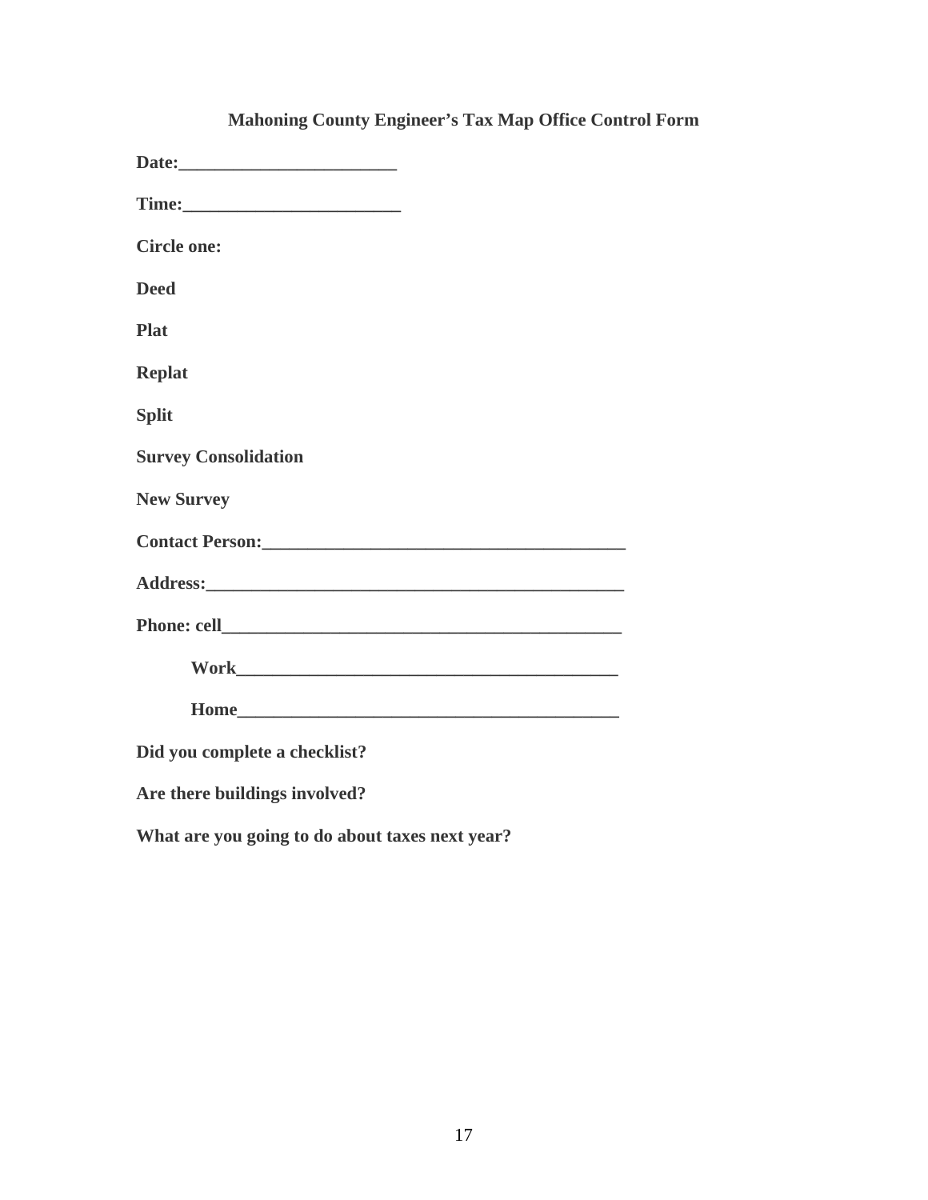## Mahoning County Engineer's Tax Map Office Control Form

**Date:________________________**

**Time:________________________**

**Circle one:**

**Deed**

**Plat**

**Replat**

**Split**

**Survey Consolidation**

**New Survey**

**Contact Person:________________________________________**

**Address:______________________________________________**

**Phone: cell____________________________________________**

**Work___________________________________________**

**Home___________________________________________**

**Did you complete a checklist?**

**Are there buildings involved?**

**What are you going to do about taxes next year?**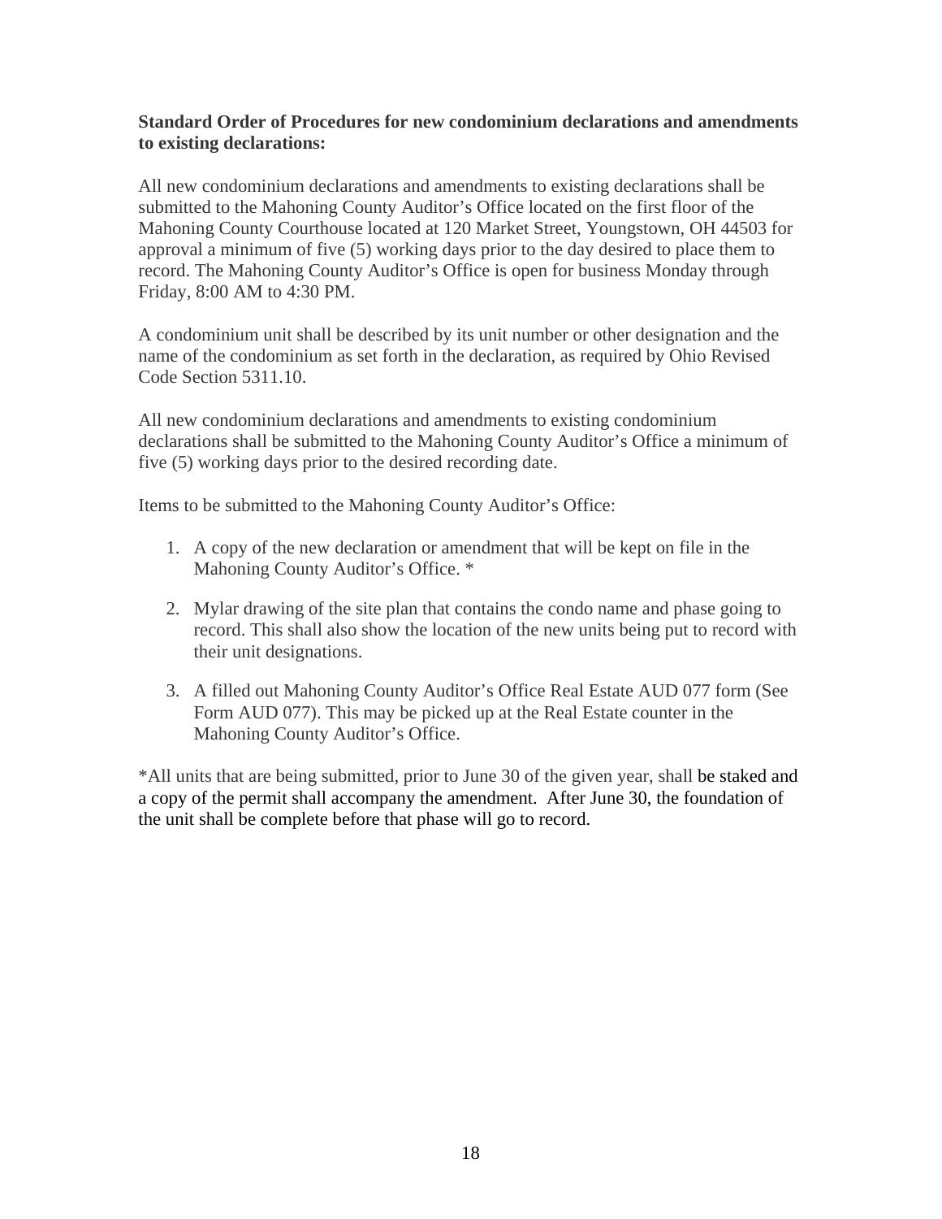**Standard Order of Procedures for new condominium declarations and amendments to existing declarations:**

All new condominium declarations and amendments to existing declarations shall be submitted to the Mahoning County Auditor's Office located on the first floor of the Mahoning County Courthouse located at 120 Market Street, Youngstown, OH 44503 for approval a minimum of five (5) working days prior to the day desired to place them to record. The Mahoning County Auditor's Office is open for business Monday through Friday, 8:00 AM to 4:30 PM.

A condominium unit shall be described by its unit number or other designation and the name of the condominium as set forth in the declaration, as required by Ohio Revised Code Section 5311.10.

All new condominium declarations and amendments to existing condominium declarations shall be submitted to the Mahoning County Auditor's Office a minimum of five (5) working days prior to the desired recording date.

Items to be submitted to the Mahoning County Auditor's Office:

1. A copy of the new declaration or amendment that will be kept on file in the Mahoning County Auditor's Office. *

2. Mylar drawing of the site plan that contains the condo name and phase going to record. This shall also show the location of the new units being put to record with their unit designations.

3. A filled out Mahoning County Auditor's Office Real Estate AUD 077 form (See Form AUD 077). This may be picked up at the Real Estate counter in the Mahoning County Auditor's Office.

*All units that are being submitted, prior to June 30 of the given year, shall be staked and a copy of the permit shall accompany the amendment. After June 30, the foundation of the unit shall be complete before that phase will go to record.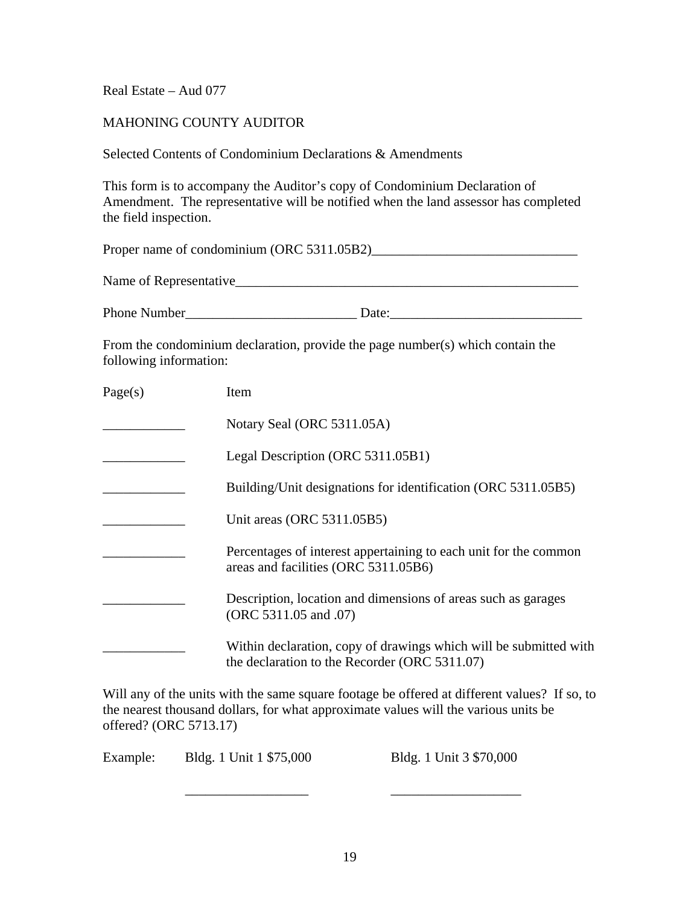Real Estate – Aud 077

MAHONING COUNTY AUDITOR

Selected Contents of Condominium Declarations & Amendments

This form is to accompany the Auditor's copy of Condominium Declaration of Amendment. The representative will be notified when the land assessor has completed the field inspection.

Proper name of condominium (ORC 5311.05B2)______________________________

Name of Representative____________________________________________________

Phone Number_________________________ Date:____________________________

From the condominium declaration, provide the page number(s) which contain the following information:

| Page(s) | Item |
|---|---|
| ____________ | Notary Seal (ORC 5311.05A) |
| ____________ | Legal Description (ORC 5311.05B1) |
| ____________ | Building/Unit designations for identification (ORC 5311.05B5) |
| ____________ | Unit areas (ORC 5311.05B5) |
| ____________ | Percentages of interest appertaining to each unit for the common areas and facilities (ORC 5311.05B6) |
| ____________ | Description, location and dimensions of areas such as garages (ORC 5311.05 and .07) |
| ____________ | Within declaration, copy of drawings which will be submitted with the declaration to the Recorder (ORC 5311.07) |

Will any of the units with the same square footage be offered at different values? If so, to the nearest thousand dollars, for what approximate values will the various units be offered? (ORC 5713.17)

| | | |
|---|---|---|
| Example: | Bldg. 1 Unit 1 $75,000 | Bldg. 1 Unit 3 $70,000 |
| | __________________ | ___________________ |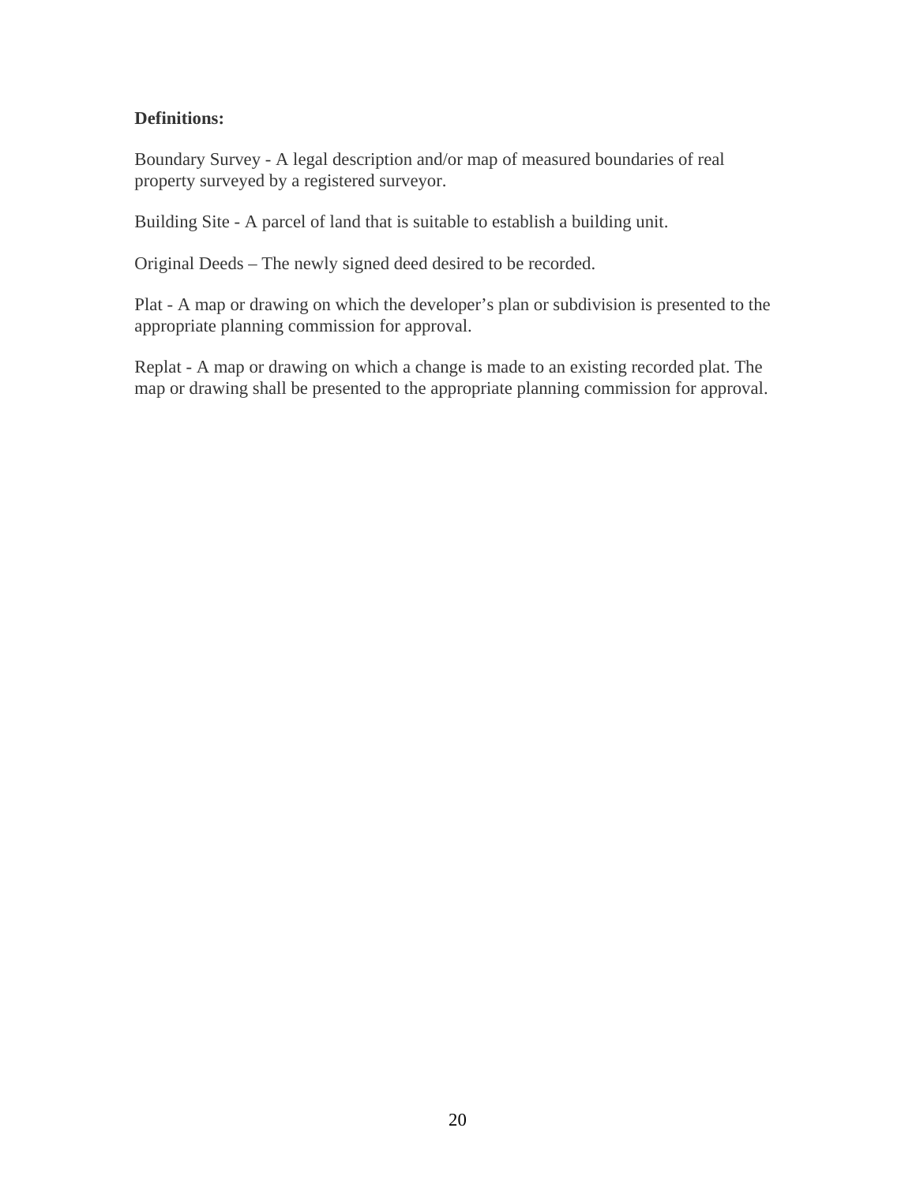**Definitions:**

Boundary Survey - A legal description and/or map of measured boundaries of real property surveyed by a registered surveyor.

Building Site - A parcel of land that is suitable to establish a building unit.

Original Deeds – The newly signed deed desired to be recorded.

Plat - A map or drawing on which the developer's plan or subdivision is presented to the appropriate planning commission for approval.

Replat - A map or drawing on which a change is made to an existing recorded plat. The map or drawing shall be presented to the appropriate planning commission for approval.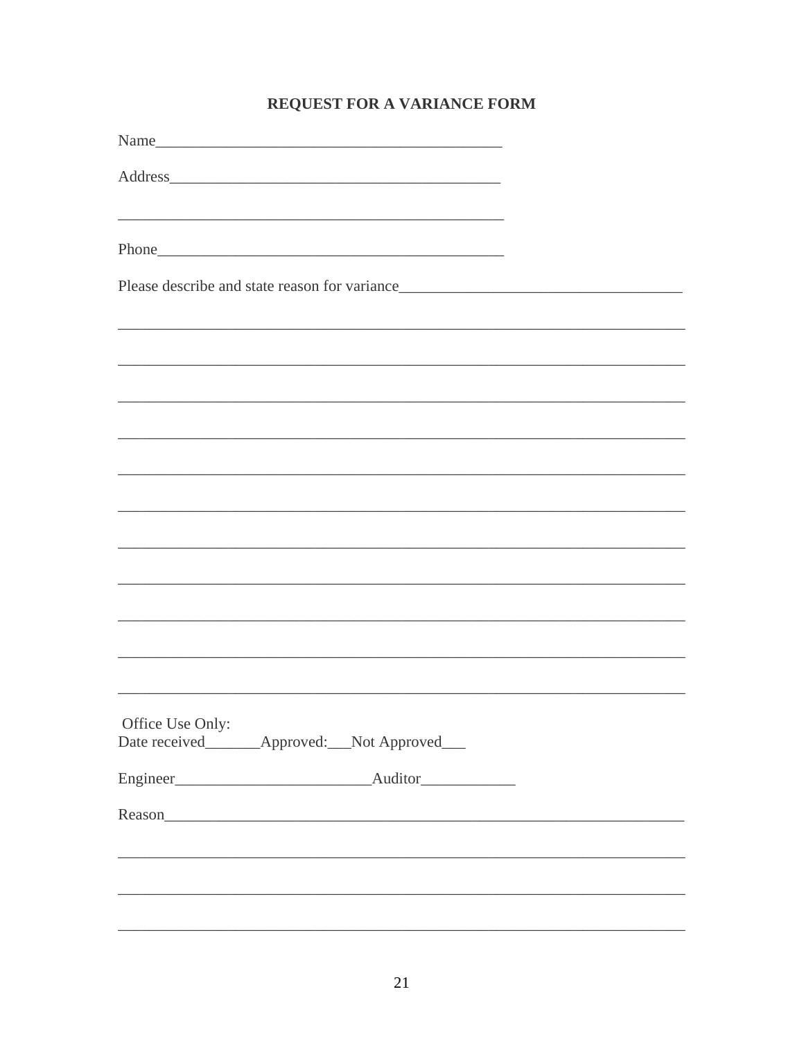## REQUEST FOR A VARIANCE FORM

Name_____________________________________________

Address__________________________________________

_________________________________________________

Phone____________________________________________

Please describe and state reason for variance___________________________________

______________________________________________________________________________

______________________________________________________________________________

______________________________________________________________________________

______________________________________________________________________________

______________________________________________________________________________

______________________________________________________________________________

______________________________________________________________________________

______________________________________________________________________________

______________________________________________________________________________

______________________________________________________________________________

______________________________________________________________________________

Office Use Only:
Date received_______Approved:___Not Approved___

Engineer_________________________Auditor____________

Reason________________________________________________________________________

______________________________________________________________________________

______________________________________________________________________________

______________________________________________________________________________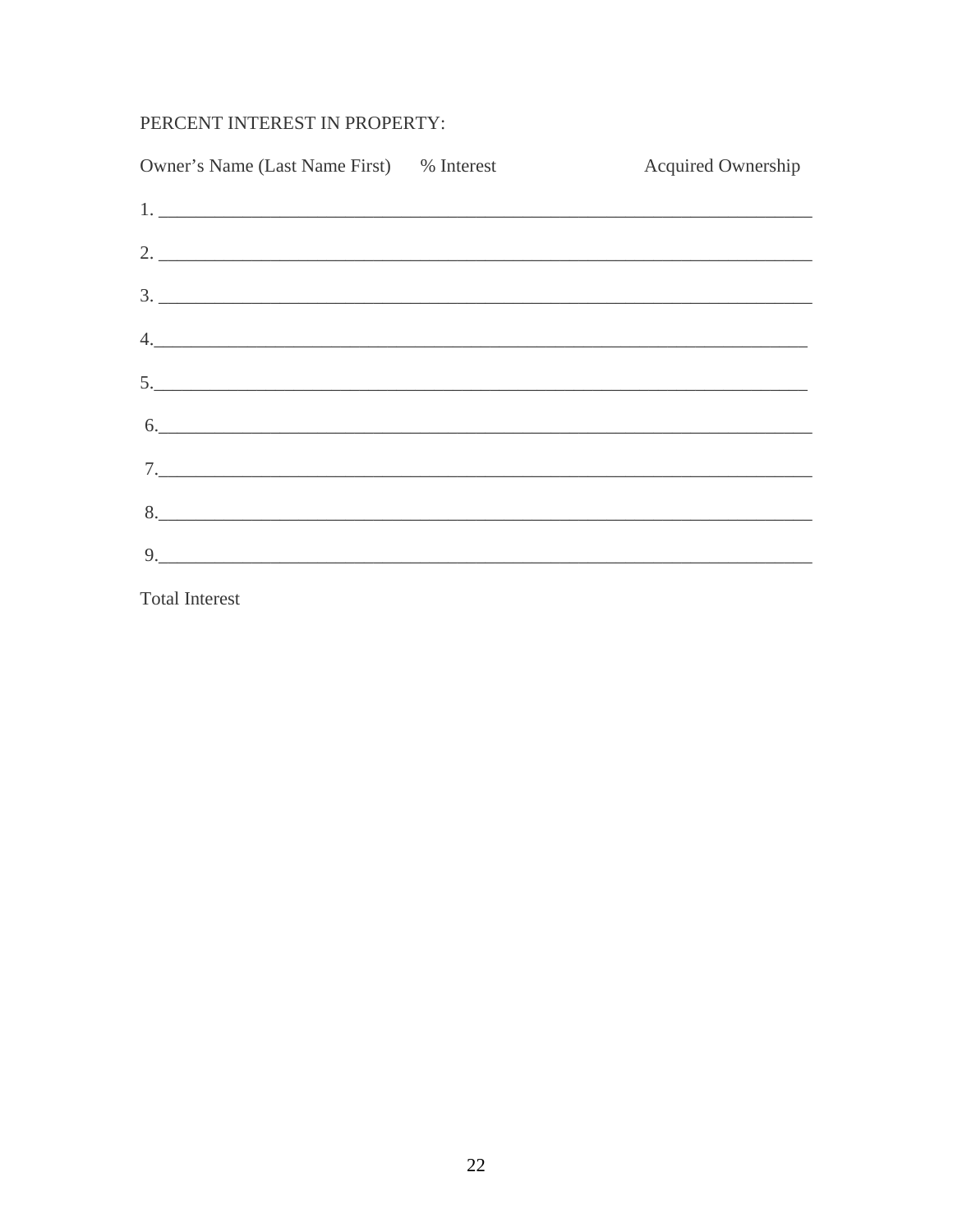PERCENT INTEREST IN PROPERTY:

Owner's Name (Last Name First) % Interest Acquired Ownership

1. ___________________________________________________________________________

2. ___________________________________________________________________________

3. ___________________________________________________________________________

4.___________________________________________________________________________

5.___________________________________________________________________________

6.___________________________________________________________________________

7.___________________________________________________________________________

8.___________________________________________________________________________

9.___________________________________________________________________________

Total Interest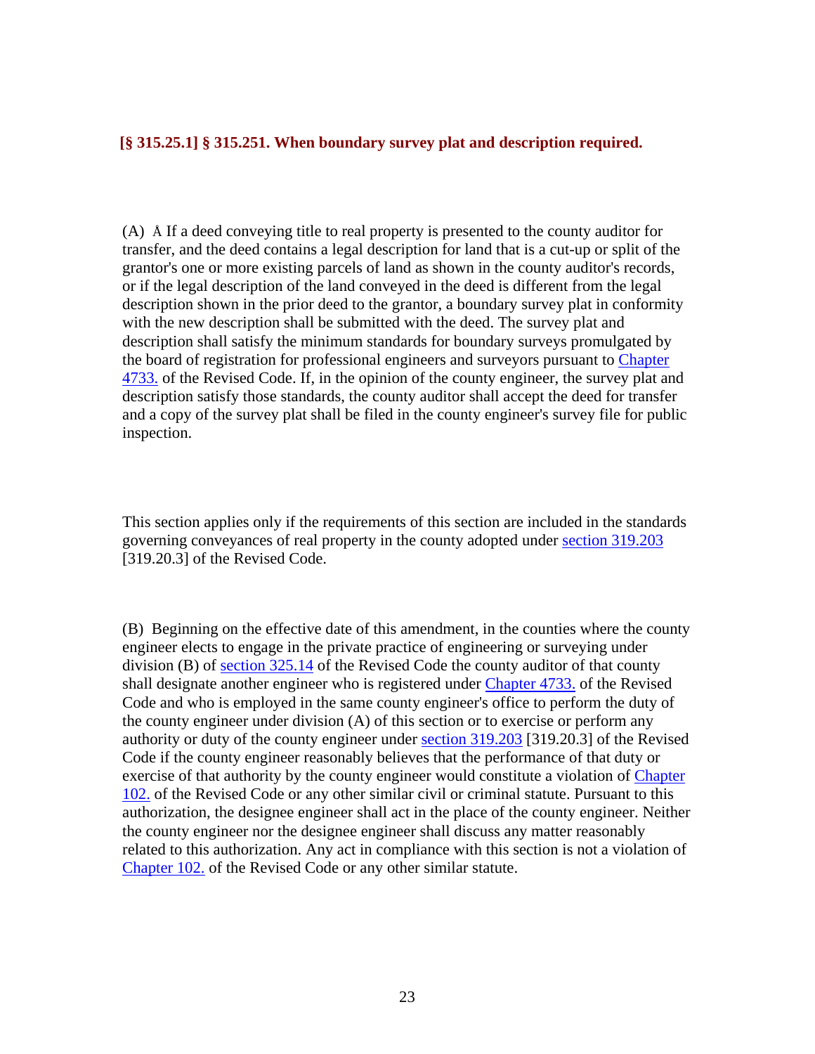### [§ 315.25.1] § 315.251. When boundary survey plat and description required.

(A) Å If a deed conveying title to real property is presented to the county auditor for transfer, and the deed contains a legal description for land that is a cut-up or split of the grantor's one or more existing parcels of land as shown in the county auditor's records, or if the legal description of the land conveyed in the deed is different from the legal description shown in the prior deed to the grantor, a boundary survey plat in conformity with the new description shall be submitted with the deed. The survey plat and description shall satisfy the minimum standards for boundary surveys promulgated by the board of registration for professional engineers and surveyors pursuant to Chapter 4733. of the Revised Code. If, in the opinion of the county engineer, the survey plat and description satisfy those standards, the county auditor shall accept the deed for transfer and a copy of the survey plat shall be filed in the county engineer's survey file for public inspection.

This section applies only if the requirements of this section are included in the standards governing conveyances of real property in the county adopted under section 319.203 [319.20.3] of the Revised Code.

(B) Beginning on the effective date of this amendment, in the counties where the county engineer elects to engage in the private practice of engineering or surveying under division (B) of section 325.14 of the Revised Code the county auditor of that county shall designate another engineer who is registered under Chapter 4733. of the Revised Code and who is employed in the same county engineer's office to perform the duty of the county engineer under division (A) of this section or to exercise or perform any authority or duty of the county engineer under section 319.203 [319.20.3] of the Revised Code if the county engineer reasonably believes that the performance of that duty or exercise of that authority by the county engineer would constitute a violation of Chapter 102. of the Revised Code or any other similar civil or criminal statute. Pursuant to this authorization, the designee engineer shall act in the place of the county engineer. Neither the county engineer nor the designee engineer shall discuss any matter reasonably related to this authorization. Any act in compliance with this section is not a violation of Chapter 102. of the Revised Code or any other similar statute.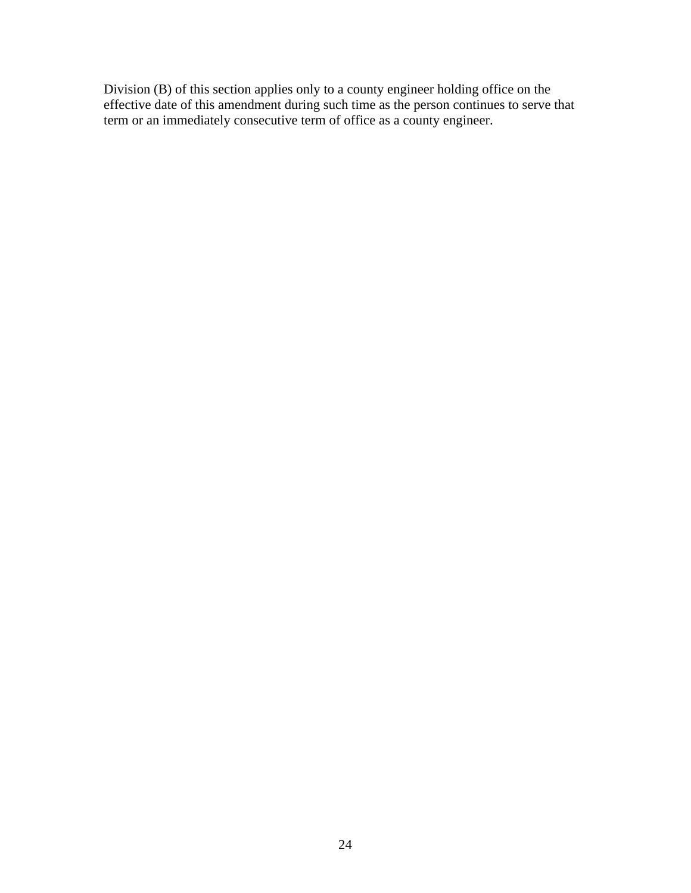Division (B) of this section applies only to a county engineer holding office on the effective date of this amendment during such time as the person continues to serve that term or an immediately consecutive term of office as a county engineer.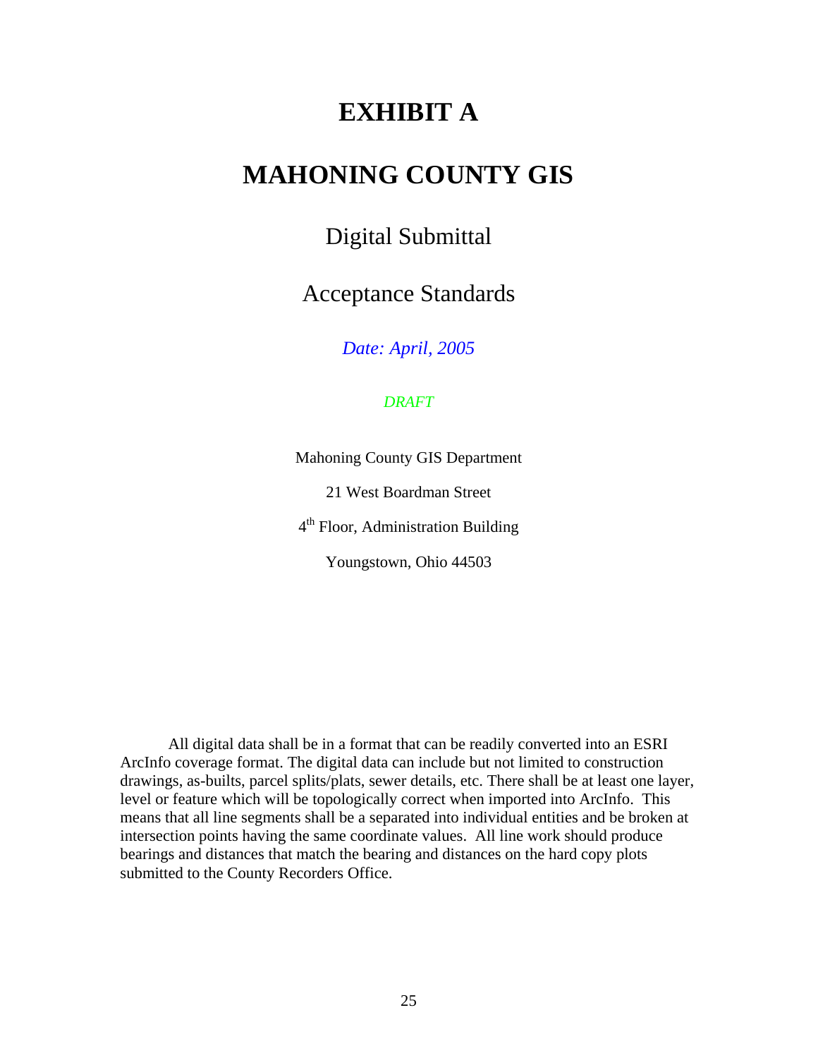# EXHIBIT A

# MAHONING COUNTY GIS

## Digital Submittal

## Acceptance Standards

*Date: April, 2005*

*DRAFT*

Mahoning County GIS Department

21 West Boardman Street

4th Floor, Administration Building

Youngstown, Ohio 44503

All digital data shall be in a format that can be readily converted into an ESRI ArcInfo coverage format. The digital data can include but not limited to construction drawings, as-builts, parcel splits/plats, sewer details, etc. There shall be at least one layer, level or feature which will be topologically correct when imported into ArcInfo. This means that all line segments shall be a separated into individual entities and be broken at intersection points having the same coordinate values. All line work should produce bearings and distances that match the bearing and distances on the hard copy plots submitted to the County Recorders Office.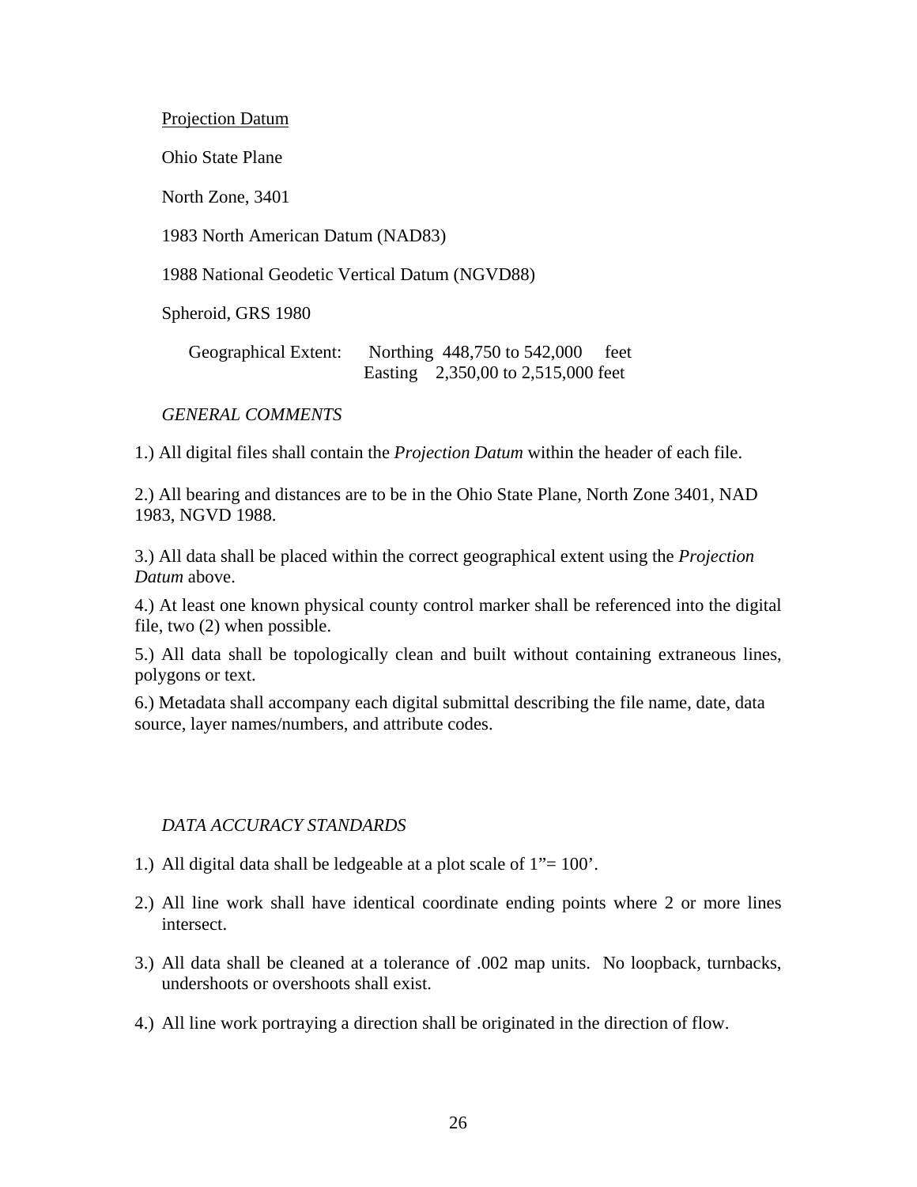Projection Datum

Ohio State Plane

North Zone, 3401

1983 North American Datum (NAD83)

1988 National Geodetic Vertical Datum (NGVD88)

Spheroid, GRS 1980

Geographical Extent: Northing 448,750 to 542,000 feet
Easting 2,350,00 to 2,515,000 feet

*GENERAL COMMENTS*

1.) All digital files shall contain the *Projection Datum* within the header of each file.

2.) All bearing and distances are to be in the Ohio State Plane, North Zone 3401, NAD 1983, NGVD 1988.

3.) All data shall be placed within the correct geographical extent using the *Projection Datum* above.

4.) At least one known physical county control marker shall be referenced into the digital file, two (2) when possible.

5.) All data shall be topologically clean and built without containing extraneous lines, polygons or text.

6.) Metadata shall accompany each digital submittal describing the file name, date, data source, layer names/numbers, and attribute codes.

*DATA ACCURACY STANDARDS*

1.) All digital data shall be ledgeable at a plot scale of 1"= 100'.

2.) All line work shall have identical coordinate ending points where 2 or more lines intersect.

3.) All data shall be cleaned at a tolerance of .002 map units. No loopback, turnbacks, undershoots or overshoots shall exist.

4.) All line work portraying a direction shall be originated in the direction of flow.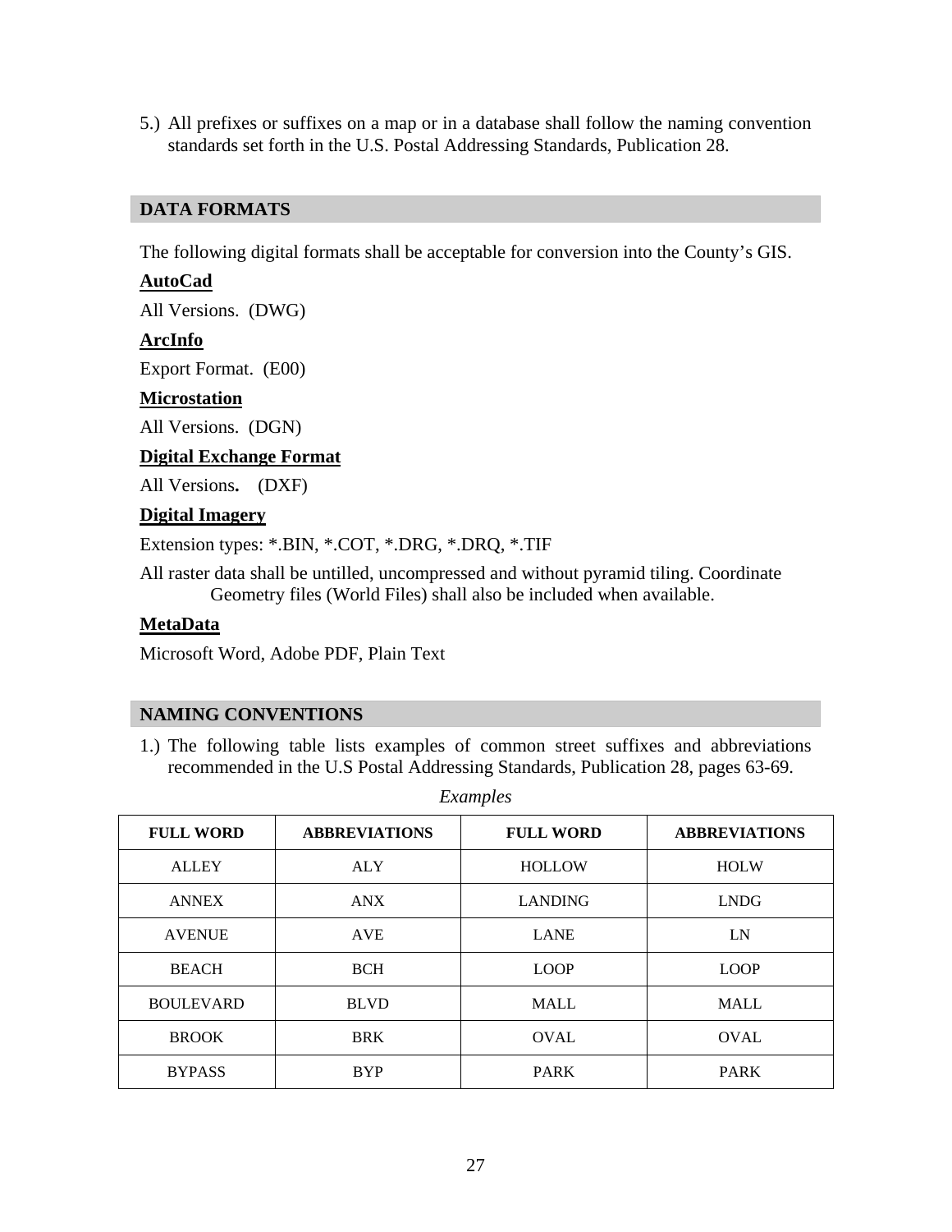5.) All prefixes or suffixes on a map or in a database shall follow the naming convention standards set forth in the U.S. Postal Addressing Standards, Publication 28.

## DATA FORMATS

The following digital formats shall be acceptable for conversion into the County's GIS.

**AutoCad**

All Versions. (DWG)

**ArcInfo**

Export Format. (E00)

**Microstation**

All Versions. (DGN)

**Digital Exchange Format**

All Versions**.** (DXF)

**Digital Imagery**

Extension types: *.BIN, *.COT, *.DRG, *.DRQ, *.TIF

All raster data shall be untilled, uncompressed and without pyramid tiling. Coordinate Geometry files (World Files) shall also be included when available.

**MetaData**

Microsoft Word, Adobe PDF, Plain Text

## NAMING CONVENTIONS

1.) The following table lists examples of common street suffixes and abbreviations recommended in the U.S Postal Addressing Standards, Publication 28, pages 63-69.

*Examples*

| FULL WORD | ABBREVIATIONS | FULL WORD | ABBREVIATIONS |
| --- | --- | --- | --- |
| ALLEY | ALY | HOLLOW | HOLW |
| ANNEX | ANX | LANDING | LNDG |
| AVENUE | AVE | LANE | LN |
| BEACH | BCH | LOOP | LOOP |
| BOULEVARD | BLVD | MALL | MALL |
| BROOK | BRK | OVAL | OVAL |
| BYPASS | BYP | PARK | PARK |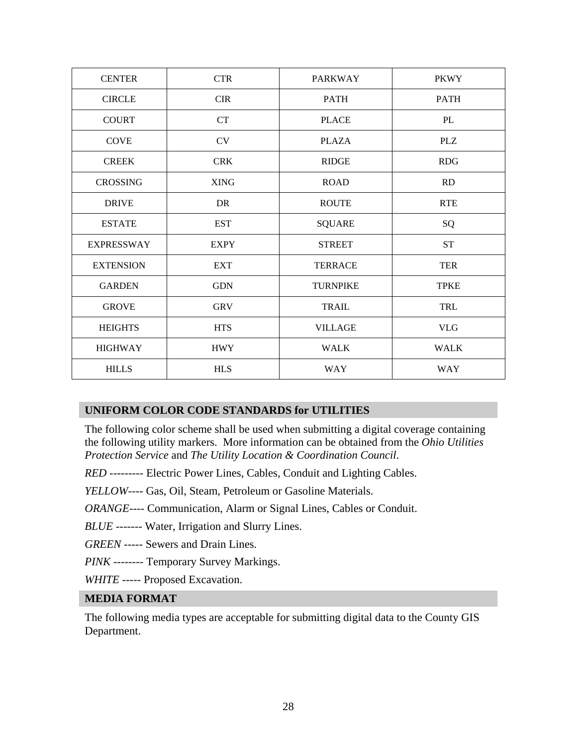| CENTER | CTR | PARKWAY | PKWY |
|---|---|---|---|
| CIRCLE | CIR | PATH | PATH |
| COURT | CT | PLACE | PL |
| COVE | CV | PLAZA | PLZ |
| CREEK | CRK | RIDGE | RDG |
| CROSSING | XING | ROAD | RD |
| DRIVE | DR | ROUTE | RTE |
| ESTATE | EST | SQUARE | SQ |
| EXPRESSWAY | EXPY | STREET | ST |
| EXTENSION | EXT | TERRACE | TER |
| GARDEN | GDN | TURNPIKE | TPKE |
| GROVE | GRV | TRAIL | TRL |
| HEIGHTS | HTS | VILLAGE | VLG |
| HIGHWAY | HWY | WALK | WALK |
| HILLS | HLS | WAY | WAY |

## UNIFORM COLOR CODE STANDARDS for UTILITIES

The following color scheme shall be used when submitting a digital coverage containing the following utility markers. More information can be obtained from the *Ohio Utilities Protection Service* and *The Utility Location & Coordination Council*.

*RED* --------- Electric Power Lines, Cables, Conduit and Lighting Cables.

*YELLOW*---- Gas, Oil, Steam, Petroleum or Gasoline Materials.

*ORANGE*---- Communication, Alarm or Signal Lines, Cables or Conduit.

*BLUE* ------- Water, Irrigation and Slurry Lines.

*GREEN* ----- Sewers and Drain Lines.

*PINK* -------- Temporary Survey Markings.

*WHITE* ----- Proposed Excavation.

## MEDIA FORMAT

The following media types are acceptable for submitting digital data to the County GIS Department.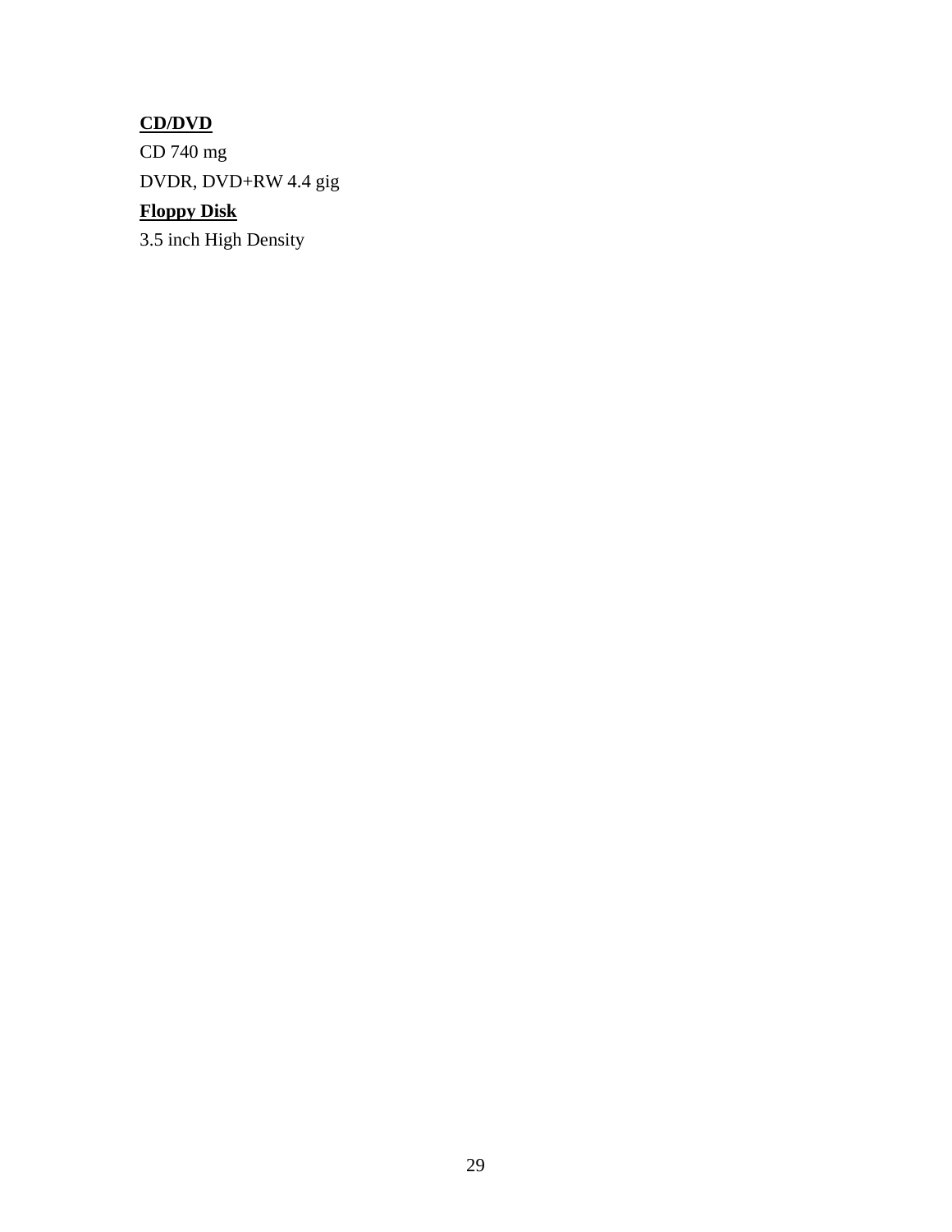**CD/DVD**

CD 740 mg

DVDR, DVD+RW 4.4 gig

**Floppy Disk**

3.5 inch High Density